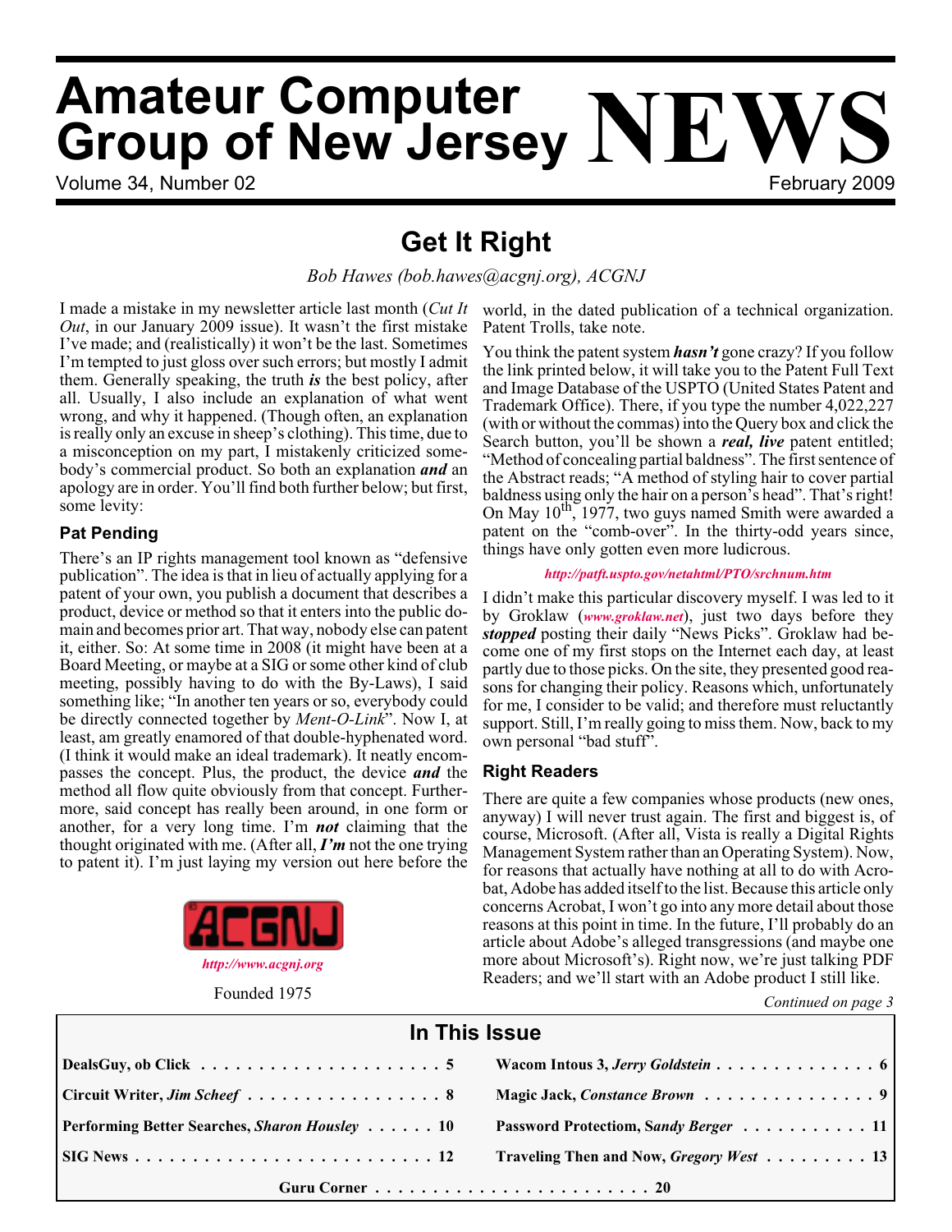# Amateur Computer Group of New Jersey NEWS

Volume 34, Number 02 — February 2009

## Get It Right

*Bob Hawes (bob.hawes@acgnj.org), ACGNJ*

I made a mistake in my newsletter article last month (*Cut It Out*, in our January 2009 issue). It wasn't the first mistake I've made; and (realistically) it won't be the last. Sometimes I'm tempted to just gloss over such errors; but mostly I admit them. Generally speaking, the truth ***is*** the best policy, after all. Usually, I also include an explanation of what went wrong, and why it happened. (Though often, an explanation is really only an excuse in sheep's clothing). This time, due to a misconception on my part, I mistakenly criticized somebody's commercial product. So both an explanation ***and*** an apology are in order. You'll find both further below; but first, some levity:

### Pat Pending

There's an IP rights management tool known as "defensive publication". The idea is that in lieu of actually applying for a patent of your own, you publish a document that describes a product, device or method so that it enters into the public domain and becomes prior art. That way, nobody else can patent it, either. So: At some time in 2008 (it might have been at a Board Meeting, or maybe at a SIG or some other kind of club meeting, possibly having to do with the By-Laws), I said something like; "In another ten years or so, everybody could be directly connected together by *Ment-O-Link*". Now I, at least, am greatly enamored of that double-hyphenated word. (I think it would make an ideal trademark). It neatly encompasses the concept. Plus, the product, the device ***and*** the method all flow quite obviously from that concept. Furthermore, said concept has really been around, in one form or another, for a very long time. I'm ***not*** claiming that the thought originated with me. (After all, ***I'm*** not the one trying to patent it). I'm just laying my version out here before the world, in the dated publication of a technical organization. Patent Trolls, take note.

You think the patent system ***hasn't*** gone crazy? If you follow the link printed below, it will take you to the Patent Full Text and Image Database of the USPTO (United States Patent and Trademark Office). There, if you type the number 4,022,227 (with or without the commas) into the Query box and click the Search button, you'll be shown a ***real, live*** patent entitled; "Method of concealing partial baldness". The first sentence of the Abstract reads; "A method of styling hair to cover partial baldness using only the hair on a person's head". That's right! On May 10th, 1977, two guys named Smith were awarded a patent on the "comb-over". In the thirty-odd years since, things have only gotten even more ludicrous.

*http://patft.uspto.gov/netahtml/PTO/srchnum.htm*

I didn't make this particular discovery myself. I was led to it by Groklaw (*www.groklaw.net*), just two days before they ***stopped*** posting their daily "News Picks". Groklaw had become one of my first stops on the Internet each day, at least partly due to those picks. On the site, they presented good reasons for changing their policy. Reasons which, unfortunately for me, I consider to be valid; and therefore must reluctantly support. Still, I'm really going to miss them. Now, back to my own personal "bad stuff".

### Right Readers

There are quite a few companies whose products (new ones, anyway) I will never trust again. The first and biggest is, of course, Microsoft. (After all, Vista is really a Digital Rights Management System rather than an Operating System). Now, for reasons that actually have nothing at all to do with Acrobat, Adobe has added itself to the list. Because this article only concerns Acrobat, I won't go into any more detail about those reasons at this point in time. In the future, I'll probably do an article about Adobe's alleged transgressions (and maybe one more about Microsoft's). Right now, we're just talking PDF Readers; and we'll start with an Adobe product I still like.

*Continued on page 3*

ACGNJ

*http://www.acgnj.org*

Founded 1975

## In This Issue

| | |
|---|---|
| DealsGuy, ob Click . . . 5 | Wacom Intous 3, *Jerry Goldstein* . . . 6 |
| Circuit Writer, *Jim Scheef* . . . 8 | Magic Jack, *Constance Brown* . . . 9 |
| Performing Better Searches, *Sharon Housley* . . . 10 | Password Protection, *Sandy Berger* . . . 11 |
| SIG News . . . 12 | Traveling Then and Now, *Gregory West* . . . 13 |
| Guru Corner . . . 20 | |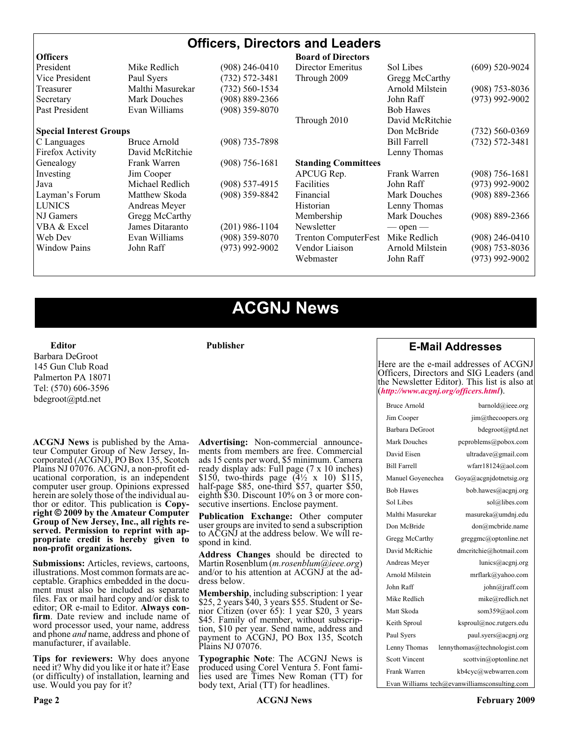# Officers, Directors and Leaders

| Officers | | | Board of Directors | | |
|---|---|---|---|---|---|
| President | Mike Redlich | (908) 246-0410 | Director Emeritus | Sol Libes | (609) 520-9024 |
| Vice President | Paul Syers | (732) 572-3481 | Through 2009 | Gregg McCarthy | |
| Treasurer | Malthi Masurekar | (732) 560-1534 | | Arnold Milstein | (908) 753-8036 |
| Secretary | Mark Douches | (908) 889-2366 | | John Raff | (973) 992-9002 |
| Past President | Evan Williams | (908) 359-8070 | | Bob Hawes | |
| | | | Through 2010 | David McRitchie | |
| **Special Interest Groups** | | | | Don McBride | (732) 560-0369 |
| C Languages | Bruce Arnold | (908) 735-7898 | | Bill Farrell | (732) 572-3481 |
| Firefox Activity | David McRitchie | | | Lenny Thomas | |
| Genealogy | Frank Warren | (908) 756-1681 | **Standing Committees** | | |
| Investing | Jim Cooper | | APCUG Rep. | Frank Warren | (908) 756-1681 |
| Java | Michael Redlich | (908) 537-4915 | Facilities | John Raff | (973) 992-9002 |
| Layman's Forum | Matthew Skoda | (908) 359-8842 | Financial | Mark Douches | (908) 889-2366 |
| LUNICS | Andreas Meyer | | Historian | Lenny Thomas | |
| NJ Gamers | Gregg McCarthy | | Membership | Mark Douches | (908) 889-2366 |
| VBA & Excel | James Ditaranto | (201) 986-1104 | Newsletter | — open — | |
| Web Dev | Evan Williams | (908) 359-8070 | Trenton ComputerFest | Mike Redlich | (908) 246-0410 |
| Window Pains | John Raff | (973) 992-9002 | Vendor Liaison | Arnold Milstein | (908) 753-8036 |
| | | | Webmaster | John Raff | (973) 992-9002 |

# ACGNJ News

**Editor**
Barbara DeGroot
145 Gun Club Road
Palmerton PA 18071
Tel: (570) 606-3596
bdegroot@ptd.net

**Publisher**

**ACGNJ News** is published by the Amateur Computer Group of New Jersey, Incorporated (ACGNJ), PO Box 135, Scotch Plains NJ 07076. ACGNJ, a non-profit educational corporation, is an independent computer user group. Opinions expressed herein are solely those of the individual author or editor. This publication is **Copyright © 2009 by the Amateur Computer Group of New Jersey, Inc., all rights reserved. Permission to reprint with appropriate credit is hereby given to non-profit organizations.**

**Submissions:** Articles, reviews, cartoons, illustrations. Most common formats are acceptable. Graphics embedded in the document must also be included as separate files. Fax or mail hard copy and/or disk to editor; OR e-mail to Editor. **Always confirm**. Date review and include name of word processor used, your name, address and phone *and* name, address and phone of manufacturer, if available.

**Tips for reviewers:** Why does anyone need it? Why did you like it or hate it? Ease (or difficulty) of installation, learning and use. Would you pay for it?

**Advertising:** Non-commercial announcements from members are free. Commercial ads 15 cents per word, $5 minimum. Camera ready display ads: Full page (7 x 10 inches) $150, two-thirds page (4½ x 10) $115, half-page $85, one-third $57, quarter $50, eighth $30. Discount 10% on 3 or more consecutive insertions. Enclose payment.

**Publication Exchange:** Other computer user groups are invited to send a subscription to ACGNJ at the address below. We will respond in kind.

**Address Changes** should be directed to Martin Rosenblum (*m.rosenblum@ieee.org*) and/or to his attention at ACGNJ at the address below.

**Membership**, including subscription: 1 year $25, 2 years $40, 3 years $55. Student or Senior Citizen (over 65): 1 year $20, 3 years $45. Family of member, without subscription, $10 per year. Send name, address and payment to ACGNJ, PO Box 135, Scotch Plains NJ 07076.

**Typographic Note**: The ACGNJ News is produced using Corel Ventura 5. Font families used are Times New Roman (TT) for body text, Arial (TT) for headlines.

## E-Mail Addresses

Here are the e-mail addresses of ACGNJ Officers, Directors and SIG Leaders (and the Newsletter Editor). This list is also at (***http://www.acgnj.org/officers.html***).

| | |
|---|---|
| Bruce Arnold | barnold@ieee.org |
| Jim Cooper | jim@thecoopers.org |
| Barbara DeGroot | bdegroot@ptd.net |
| Mark Douches | pcproblems@pobox.com |
| David Eisen | ultradave@gmail.com |
| Bill Farrell | wfarr18124@aol.com |
| Manuel Goyenechea | Goya@acgnjdotnetsig.org |
| Bob Hawes | bob.hawes@acgnj.org |
| Sol Libes | sol@libes.com |
| Malthi Masurekar | masureka@umdnj.edu |
| Don McBride | don@mcbride.name |
| Gregg McCarthy | greggmc@optonline.net |
| David McRichie | dmcritchie@hotmail.com |
| Andreas Meyer | lunics@acgnj.org |
| Arnold Milstein | mrflark@yahoo.com |
| John Raff | john@jraff.com |
| Mike Redlich | mike@redlich.net |
| Matt Skoda | som359@aol.com |
| Keith Sproul | ksproul@noc.rutgers.edu |
| Paul Syers | paul.syers@acgnj.org |
| Lenny Thomas | lennythomas@technologist.com |
| Scott Vincent | scottvin@optonline.net |
| Frank Warren | kb4cyc@webwarren.com |
| Evan Williams | tech@evanwilliamsconsulting.com |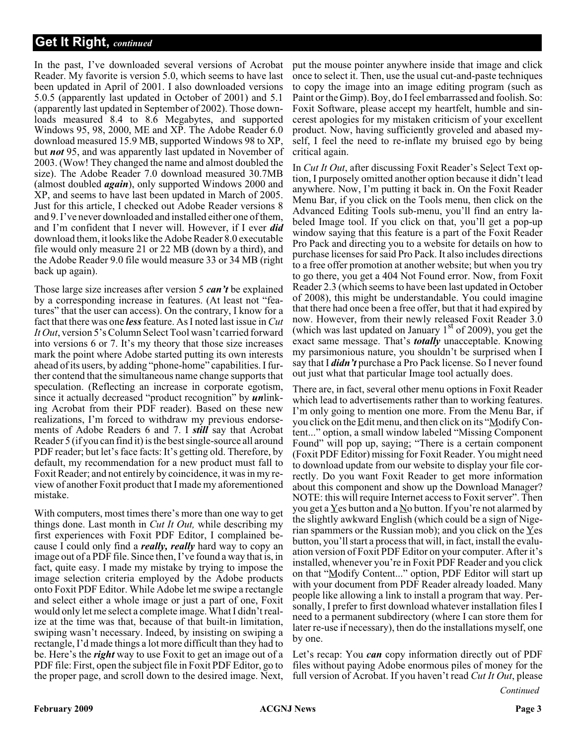## Get It Right, *continued*

In the past, I've downloaded several versions of Acrobat Reader. My favorite is version 5.0, which seems to have last been updated in April of 2001. I also downloaded versions 5.0.5 (apparently last updated in October of 2001) and 5.1 (apparently last updated in September of 2002). Those downloads measured 8.4 to 8.6 Megabytes, and supported Windows 95, 98, 2000, ME and XP. The Adobe Reader 6.0 download measured 15.9 MB, supported Windows 98 to XP, but ***not*** 95, and was apparently last updated in November of 2003. (Wow! They changed the name and almost doubled the size). The Adobe Reader 7.0 download measured 30.7MB (almost doubled ***again***), only supported Windows 2000 and XP, and seems to have last been updated in March of 2005. Just for this article, I checked out Adobe Reader versions 8 and 9. I've never downloaded and installed either one of them, and I'm confident that I never will. However, if I ever ***did*** download them, it looks like the Adobe Reader 8.0 executable file would only measure 21 or 22 MB (down by a third), and the Adobe Reader 9.0 file would measure 33 or 34 MB (right back up again).

Those large size increases after version 5 ***can't*** be explained by a corresponding increase in features. (At least not "features" that the user can access). On the contrary, I know for a fact that there was one ***less*** feature. As I noted last issue in *Cut It Out*, version 5's Column Select Tool wasn't carried forward into versions 6 or 7. It's my theory that those size increases mark the point where Adobe started putting its own interests ahead of its users, by adding "phone-home" capabilities. I further contend that the simultaneous name change supports that speculation. (Reflecting an increase in corporate egotism, since it actually decreased "product recognition" by ***un***linking Acrobat from their PDF reader). Based on these new realizations, I'm forced to withdraw my previous endorsements of Adobe Readers 6 and 7. I ***still*** say that Acrobat Reader 5 (if you can find it) is the best single-source all around PDF reader; but let's face facts: It's getting old. Therefore, by default, my recommendation for a new product must fall to Foxit Reader; and not entirely by coincidence, it was in my review of another Foxit product that I made my aforementioned mistake.

With computers, most times there's more than one way to get things done. Last month in *Cut It Out,* while describing my first experiences with Foxit PDF Editor, I complained because I could only find a ***really, really*** hard way to copy an image out of a PDF file. Since then, I've found a way that is, in fact, quite easy. I made my mistake by trying to impose the image selection criteria employed by the Adobe products onto Foxit PDF Editor. While Adobe let me swipe a rectangle and select either a whole image or just a part of one, Foxit would only let me select a complete image. What I didn't realize at the time was that, because of that built-in limitation, swiping wasn't necessary. Indeed, by insisting on swiping a rectangle, I'd made things a lot more difficult than they had to be. Here's the ***right*** way to use Foxit to get an image out of a PDF file: First, open the subject file in Foxit PDF Editor, go to the proper page, and scroll down to the desired image. Next, put the mouse pointer anywhere inside that image and click once to select it. Then, use the usual cut-and-paste techniques to copy the image into an image editing program (such as Paint or the Gimp). Boy, do I feel embarrassed and foolish. So: Foxit Software, please accept my heartfelt, humble and sincerest apologies for my mistaken criticism of your excellent product. Now, having sufficiently groveled and abased myself, I feel the need to re-inflate my bruised ego by being critical again.

In *Cut It Out*, after discussing Foxit Reader's Select Text option, I purposely omitted another option because it didn't lead anywhere. Now, I'm putting it back in. On the Foxit Reader Menu Bar, if you click on the Tools menu, then click on the Advanced Editing Tools sub-menu, you'll find an entry labeled Image tool. If you click on that, you'll get a pop-up window saying that this feature is a part of the Foxit Reader Pro Pack and directing you to a website for details on how to purchase licenses for said Pro Pack. It also includes directions to a free offer promotion at another website; but when you try to go there, you get a 404 Not Found error. Now, from Foxit Reader 2.3 (which seems to have been last updated in October of 2008), this might be understandable. You could imagine that there had once been a free offer, but that it had expired by now. However, from their newly released Foxit Reader 3.0 (which was last updated on January 1st of 2009), you get the exact same message. That's ***totally*** unacceptable. Knowing my parsimonious nature, you shouldn't be surprised when I say that I ***didn't*** purchase a Pro Pack license. So I never found out just what that particular Image tool actually does.

There are, in fact, several other menu options in Foxit Reader which lead to advertisements rather than to working features. I'm only going to mention one more. From the Menu Bar, if you click on the Edit menu, and then click on its "Modify Content..." option, a small window labeled "Missing Component Found" will pop up, saying; "There is a certain component (Foxit PDF Editor) missing for Foxit Reader. You might need to download update from our website to display your file correctly. Do you want Foxit Reader to get more information about this component and show up the Download Manager? NOTE: this will require Internet access to Foxit server". Then you get a Yes button and a No button. If you're not alarmed by the slightly awkward English (which could be a sign of Nigerian spammers or the Russian mob); and you click on the Yes button, you'll start a process that will, in fact, install the evaluation version of Foxit PDF Editor on your computer. After it's installed, whenever you're in Foxit PDF Reader and you click on that "Modify Content..." option, PDF Editor will start up with your document from PDF Reader already loaded. Many people like allowing a link to install a program that way. Personally, I prefer to first download whatever installation files I need to a permanent subdirectory (where I can store them for later re-use if necessary), then do the installations myself, one by one.

Let's recap: You ***can*** copy information directly out of PDF files without paying Adobe enormous piles of money for the full version of Acrobat. If you haven't read *Cut It Out*, please

*Continued*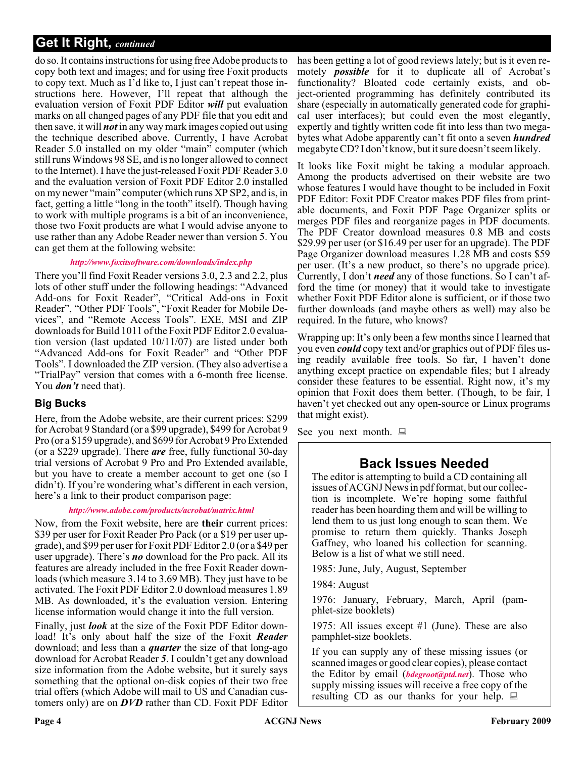## Get It Right, *continued*

do so. It contains instructions for using free Adobe products to copy both text and images; and for using free Foxit products to copy text. Much as I'd like to, I just can't repeat those instructions here. However, I'll repeat that although the evaluation version of Foxit PDF Editor ***will*** put evaluation marks on all changed pages of any PDF file that you edit and then save, it will ***not*** in any way mark images copied out using the technique described above. Currently, I have Acrobat Reader 5.0 installed on my older "main" computer (which still runs Windows 98 SE, and is no longer allowed to connect to the Internet). I have the just-released Foxit PDF Reader 3.0 and the evaluation version of Foxit PDF Editor 2.0 installed on my newer "main" computer (which runs XP SP2, and is, in fact, getting a little "long in the tooth" itself). Though having to work with multiple programs is a bit of an inconvenience, those two Foxit products are what I would advise anyone to use rather than any Adobe Reader newer than version 5. You can get them at the following website:

***http://www.foxitsoftware.com/downloads/index.php***

There you'll find Foxit Reader versions 3.0, 2.3 and 2.2, plus lots of other stuff under the following headings: "Advanced Add-ons for Foxit Reader", "Critical Add-ons in Foxit Reader", "Other PDF Tools", "Foxit Reader for Mobile Devices", and "Remote Access Tools". EXE, MSI and ZIP downloads for Build 1011 of the Foxit PDF Editor 2.0 evaluation version (last updated 10/11/07) are listed under both "Advanced Add-ons for Foxit Reader" and "Other PDF Tools". I downloaded the ZIP version. (They also advertise a "TrialPay" version that comes with a 6-month free license. You ***don't*** need that).

### Big Bucks

Here, from the Adobe website, are their current prices: $299 for Acrobat 9 Standard (or a $99 upgrade), $499 for Acrobat 9 Pro (or a $159 upgrade), and $699 for Acrobat 9 Pro Extended (or a $229 upgrade). There ***are*** free, fully functional 30-day trial versions of Acrobat 9 Pro and Pro Extended available, but you have to create a member account to get one (so I didn't). If you're wondering what's different in each version, here's a link to their product comparison page:

***http://www.adobe.com/products/acrobat/matrix.html***

Now, from the Foxit website, here are **their** current prices: $39 per user for Foxit Reader Pro Pack (or a $19 per user upgrade), and $99 per user for Foxit PDF Editor 2.0 (or a $49 per user upgrade). There's ***no*** download for the Pro pack. All its features are already included in the free Foxit Reader downloads (which measure 3.14 to 3.69 MB). They just have to be activated. The Foxit PDF Editor 2.0 download measures 1.89 MB. As downloaded, it's the evaluation version. Entering license information would change it into the full version.

Finally, just ***look*** at the size of the Foxit PDF Editor download! It's only about half the size of the Foxit ***Reader*** download; and less than a ***quarter*** the size of that long-ago download for Acrobat Reader ***5***. I couldn't get any download size information from the Adobe website, but it surely says something that the optional on-disk copies of their two free trial offers (which Adobe will mail to US and Canadian customers only) are on ***DVD*** rather than CD. Foxit PDF Editor has been getting a lot of good reviews lately; but is it even remotely ***possible*** for it to duplicate all of Acrobat's functionality? Bloated code certainly exists, and object-oriented programming has definitely contributed its share (especially in automatically generated code for graphical user interfaces); but could even the most elegantly, expertly and tightly written code fit into less than two megabytes what Adobe apparently can't fit onto a seven ***hundred*** megabyte CD? I don't know, but it sure doesn't seem likely.

It looks like Foxit might be taking a modular approach. Among the products advertised on their website are two whose features I would have thought to be included in Foxit PDF Editor: Foxit PDF Creator makes PDF files from printable documents, and Foxit PDF Page Organizer splits or merges PDF files and reorganize pages in PDF documents. The PDF Creator download measures 0.8 MB and costs $29.99 per user (or $16.49 per user for an upgrade). The PDF Page Organizer download measures 1.28 MB and costs $59 per user. (It's a new product, so there's no upgrade price). Currently, I don't ***need*** any of those functions. So I can't afford the time (or money) that it would take to investigate whether Foxit PDF Editor alone is sufficient, or if those two further downloads (and maybe others as well) may also be required. In the future, who knows?

Wrapping up: It's only been a few months since I learned that you even ***could*** copy text and/or graphics out of PDF files using readily available free tools. So far, I haven't done anything except practice on expendable files; but I already consider these features to be essential. Right now, it's my opinion that Foxit does them better. (Though, to be fair, I haven't yet checked out any open-source or Linux programs that might exist).

See you next month.

## Back Issues Needed

The editor is attempting to build a CD containing all issues of ACGNJ News in pdf format, but our collection is incomplete. We're hoping some faithful reader has been hoarding them and will be willing to lend them to us just long enough to scan them. We promise to return them quickly. Thanks Joseph Gaffney, who loaned his collection for scanning. Below is a list of what we still need.

1985: June, July, August, September

1984: August

1976: January, February, March, April (pamphlet-size booklets)

1975: All issues except #1 (June). These are also pamphlet-size booklets.

If you can supply any of these missing issues (or scanned images or good clear copies), please contact the Editor by email (***bdegroot@ptd.net***). Those who supply missing issues will receive a free copy of the resulting CD as our thanks for your help.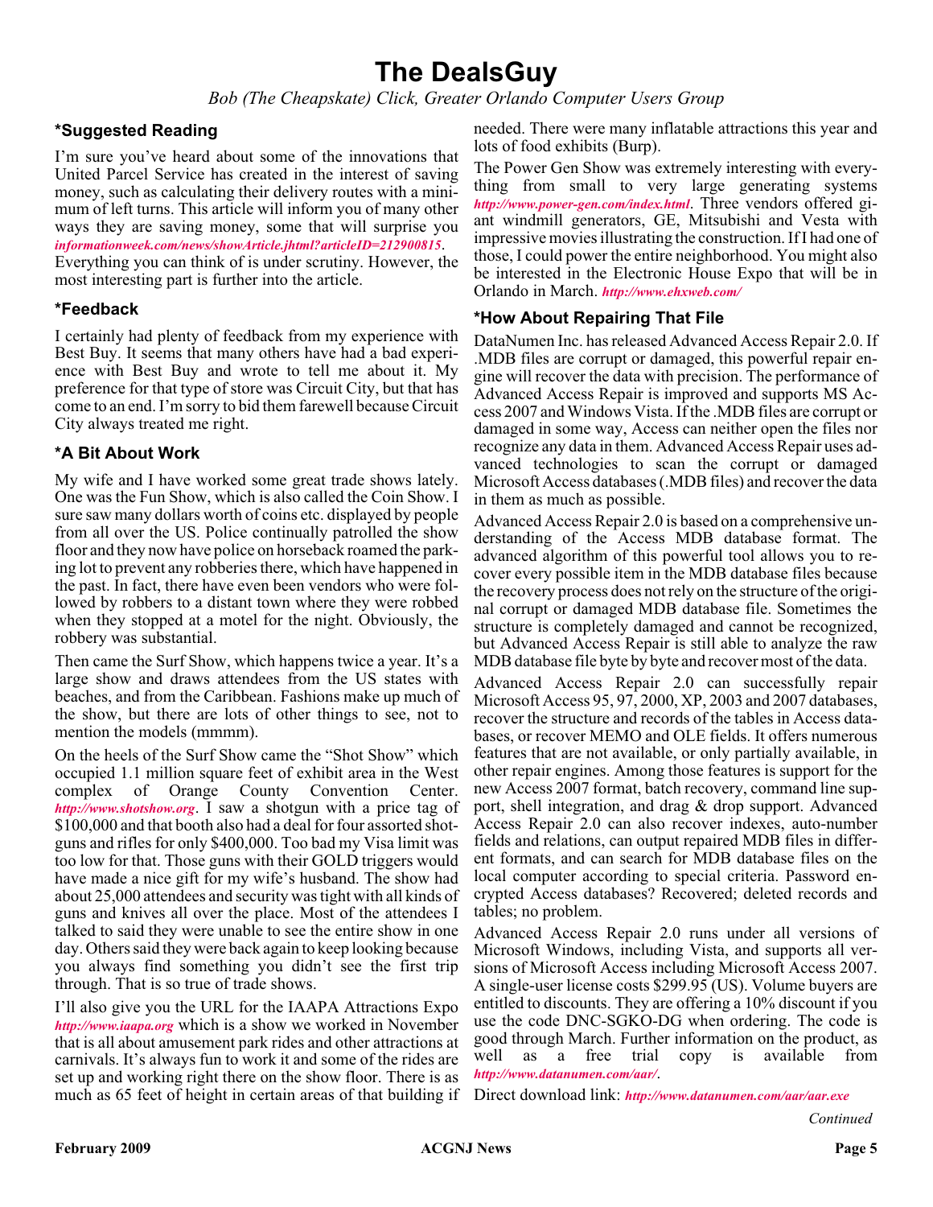# The DealsGuy

*Bob (The Cheapskate) Click, Greater Orlando Computer Users Group*

### *Suggested Reading

I'm sure you've heard about some of the innovations that United Parcel Service has created in the interest of saving money, such as calculating their delivery routes with a minimum of left turns. This article will inform you of many other ways they are saving money, some that will surprise you *informationweek.com/news/showArticle.jhtml?articleID=212900815*. Everything you can think of is under scrutiny. However, the most interesting part is further into the article.

### *Feedback

I certainly had plenty of feedback from my experience with Best Buy. It seems that many others have had a bad experience with Best Buy and wrote to tell me about it. My preference for that type of store was Circuit City, but that has come to an end. I'm sorry to bid them farewell because Circuit City always treated me right.

### *A Bit About Work

My wife and I have worked some great trade shows lately. One was the Fun Show, which is also called the Coin Show. I sure saw many dollars worth of coins etc. displayed by people from all over the US. Police continually patrolled the show floor and they now have police on horseback roamed the parking lot to prevent any robberies there, which have happened in the past. In fact, there have even been vendors who were followed by robbers to a distant town where they were robbed when they stopped at a motel for the night. Obviously, the robbery was substantial.

Then came the Surf Show, which happens twice a year. It's a large show and draws attendees from the US states with beaches, and from the Caribbean. Fashions make up much of the show, but there are lots of other things to see, not to mention the models (mmmm).

On the heels of the Surf Show came the "Shot Show" which occupied 1.1 million square feet of exhibit area in the West complex of Orange County Convention Center. *http://www.shotshow.org*. I saw a shotgun with a price tag of $100,000 and that booth also had a deal for four assorted shotguns and rifles for only $400,000. Too bad my Visa limit was too low for that. Those guns with their GOLD triggers would have made a nice gift for my wife's husband. The show had about 25,000 attendees and security was tight with all kinds of guns and knives all over the place. Most of the attendees I talked to said they were unable to see the entire show in one day. Others said they were back again to keep looking because you always find something you didn't see the first trip through. That is so true of trade shows.

I'll also give you the URL for the IAAPA Attractions Expo *http://www.iaapa.org* which is a show we worked in November that is all about amusement park rides and other attractions at carnivals. It's always fun to work it and some of the rides are set up and working right there on the show floor. There is as much as 65 feet of height in certain areas of that building if needed. There were many inflatable attractions this year and lots of food exhibits (Burp).

The Power Gen Show was extremely interesting with everything from small to very large generating systems *http://www.power-gen.com/index.html*. Three vendors offered giant windmill generators, GE, Mitsubishi and Vesta with impressive movies illustrating the construction. If I had one of those, I could power the entire neighborhood. You might also be interested in the Electronic House Expo that will be in Orlando in March. *http://www.ehxweb.com/*

### *How About Repairing That File

DataNumen Inc. has released Advanced Access Repair 2.0. If .MDB files are corrupt or damaged, this powerful repair engine will recover the data with precision. The performance of Advanced Access Repair is improved and supports MS Access 2007 and Windows Vista. If the .MDB files are corrupt or damaged in some way, Access can neither open the files nor recognize any data in them. Advanced Access Repair uses advanced technologies to scan the corrupt or damaged Microsoft Access databases (.MDB files) and recover the data in them as much as possible.

Advanced Access Repair 2.0 is based on a comprehensive understanding of the Access MDB database format. The advanced algorithm of this powerful tool allows you to recover every possible item in the MDB database files because the recovery process does not rely on the structure of the original corrupt or damaged MDB database file. Sometimes the structure is completely damaged and cannot be recognized, but Advanced Access Repair is still able to analyze the raw MDB database file byte by byte and recover most of the data.

Advanced Access Repair 2.0 can successfully repair Microsoft Access 95, 97, 2000, XP, 2003 and 2007 databases, recover the structure and records of the tables in Access databases, or recover MEMO and OLE fields. It offers numerous features that are not available, or only partially available, in other repair engines. Among those features is support for the new Access 2007 format, batch recovery, command line support, shell integration, and drag & drop support. Advanced Access Repair 2.0 can also recover indexes, auto-number fields and relations, can output repaired MDB files in different formats, and can search for MDB database files on the local computer according to special criteria. Password encrypted Access databases? Recovered; deleted records and tables; no problem.

Advanced Access Repair 2.0 runs under all versions of Microsoft Windows, including Vista, and supports all versions of Microsoft Access including Microsoft Access 2007. A single-user license costs $299.95 (US). Volume buyers are entitled to discounts. They are offering a 10% discount if you use the code DNC-SGKO-DG when ordering. The code is good through March. Further information on the product, as well as a free trial copy is available from *http://www.datanumen.com/aar/*.

Direct download link: *http://www.datanumen.com/aar/aar.exe*

*Continued*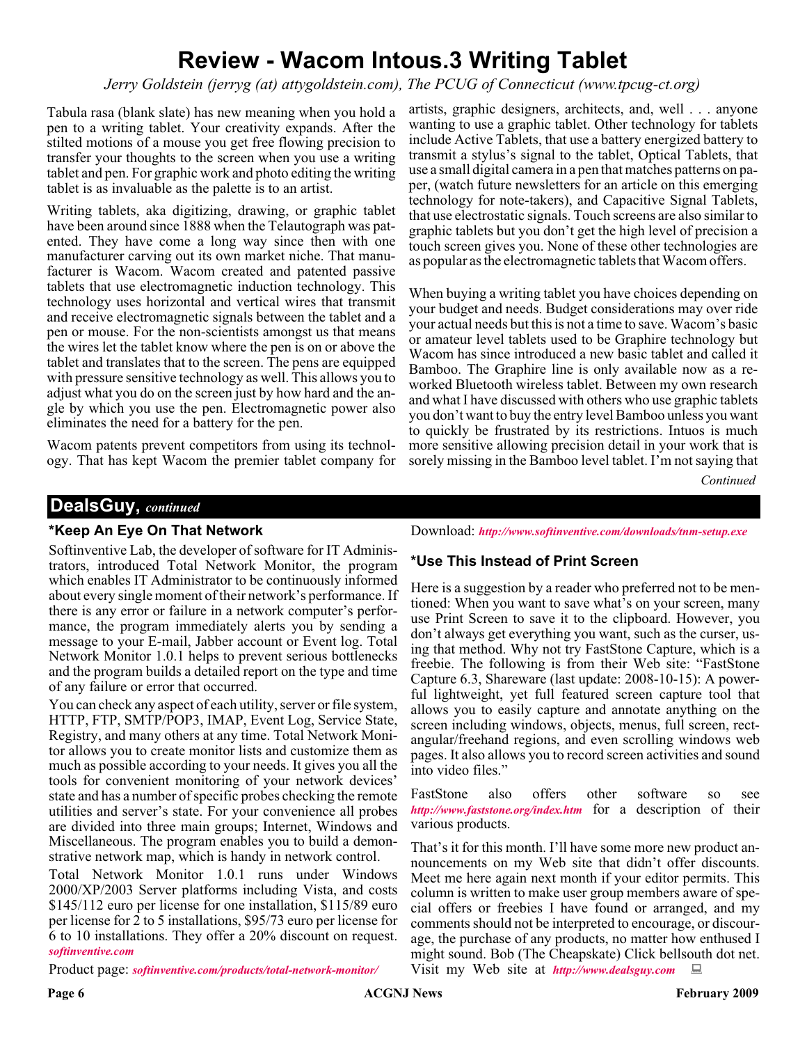# Review - Wacom Intous.3 Writing Tablet

*Jerry Goldstein (jerryg (at) attygoldstein.com), The PCUG of Connecticut (www.tpcug-ct.org)*

Tabula rasa (blank slate) has new meaning when you hold a pen to a writing tablet. Your creativity expands. After the stilted motions of a mouse you get free flowing precision to transfer your thoughts to the screen when you use a writing tablet and pen. For graphic work and photo editing the writing tablet is as invaluable as the palette is to an artist.

Writing tablets, aka digitizing, drawing, or graphic tablet have been around since 1888 when the Telautograph was patented. They have come a long way since then with one manufacturer carving out its own market niche. That manufacturer is Wacom. Wacom created and patented passive tablets that use electromagnetic induction technology. This technology uses horizontal and vertical wires that transmit and receive electromagnetic signals between the tablet and a pen or mouse. For the non-scientists amongst us that means the wires let the tablet know where the pen is on or above the tablet and translates that to the screen. The pens are equipped with pressure sensitive technology as well. This allows you to adjust what you do on the screen just by how hard and the angle by which you use the pen. Electromagnetic power also eliminates the need for a battery for the pen.

Wacom patents prevent competitors from using its technology. That has kept Wacom the premier tablet company for artists, graphic designers, architects, and, well . . . anyone wanting to use a graphic tablet. Other technology for tablets include Active Tablets, that use a battery energized battery to transmit a stylus's signal to the tablet, Optical Tablets, that use a small digital camera in a pen that matches patterns on paper, (watch future newsletters for an article on this emerging technology for note-takers), and Capacitive Signal Tablets, that use electrostatic signals. Touch screens are also similar to graphic tablets but you don't get the high level of precision a touch screen gives you. None of these other technologies are as popular as the electromagnetic tablets that Wacom offers.

When buying a writing tablet you have choices depending on your budget and needs. Budget considerations may over ride your actual needs but this is not a time to save. Wacom's basic or amateur level tablets used to be Graphire technology but Wacom has since introduced a new basic tablet and called it Bamboo. The Graphire line is only available now as a reworked Bluetooth wireless tablet. Between my own research and what I have discussed with others who use graphic tablets you don't want to buy the entry level Bamboo unless you want to quickly be frustrated by its restrictions. Intuos is much more sensitive allowing precision detail in your work that is sorely missing in the Bamboo level tablet. I'm not saying that

*Continued*

## DealsGuy, *continued*

### *Keep An Eye On That Network

Softinventive Lab, the developer of software for IT Administrators, introduced Total Network Monitor, the program which enables IT Administrator to be continuously informed about every single moment of their network's performance. If there is any error or failure in a network computer's performance, the program immediately alerts you by sending a message to your E-mail, Jabber account or Event log. Total Network Monitor 1.0.1 helps to prevent serious bottlenecks and the program builds a detailed report on the type and time of any failure or error that occurred.

You can check any aspect of each utility, server or file system, HTTP, FTP, SMTP/POP3, IMAP, Event Log, Service State, Registry, and many others at any time. Total Network Monitor allows you to create monitor lists and customize them as much as possible according to your needs. It gives you all the tools for convenient monitoring of your network devices' state and has a number of specific probes checking the remote utilities and server's state. For your convenience all probes are divided into three main groups; Internet, Windows and Miscellaneous. The program enables you to build a demonstrative network map, which is handy in network control.

Total Network Monitor 1.0.1 runs under Windows 2000/XP/2003 Server platforms including Vista, and costs $145/112 euro per license for one installation, $115/89 euro per license for 2 to 5 installations, $95/73 euro per license for 6 to 10 installations. They offer a 20% discount on request. ***softinventive.com***

Product page: ***softinventive.com/products/total-network-monitor/***

Download: ***http://www.softinventive.com/downloads/tnm-setup.exe***

### *Use This Instead of Print Screen

Here is a suggestion by a reader who preferred not to be mentioned: When you want to save what's on your screen, many use Print Screen to save it to the clipboard. However, you don't always get everything you want, such as the curser, using that method. Why not try FastStone Capture, which is a freebie. The following is from their Web site: "FastStone Capture 6.3, Shareware (last update: 2008-10-15): A powerful lightweight, yet full featured screen capture tool that allows you to easily capture and annotate anything on the screen including windows, objects, menus, full screen, rectangular/freehand regions, and even scrolling windows web pages. It also allows you to record screen activities and sound into video files."

FastStone also offers other software so see ***http://www.faststone.org/index.htm*** for a description of their various products.

That's it for this month. I'll have some more new product announcements on my Web site that didn't offer discounts. Meet me here again next month if your editor permits. This column is written to make user group members aware of special offers or freebies I have found or arranged, and my comments should not be interpreted to encourage, or discourage, the purchase of any products, no matter how enthused I might sound. Bob (The Cheapskate) Click bellsouth dot net. Visit my Web site at ***http://www.dealsguy.com***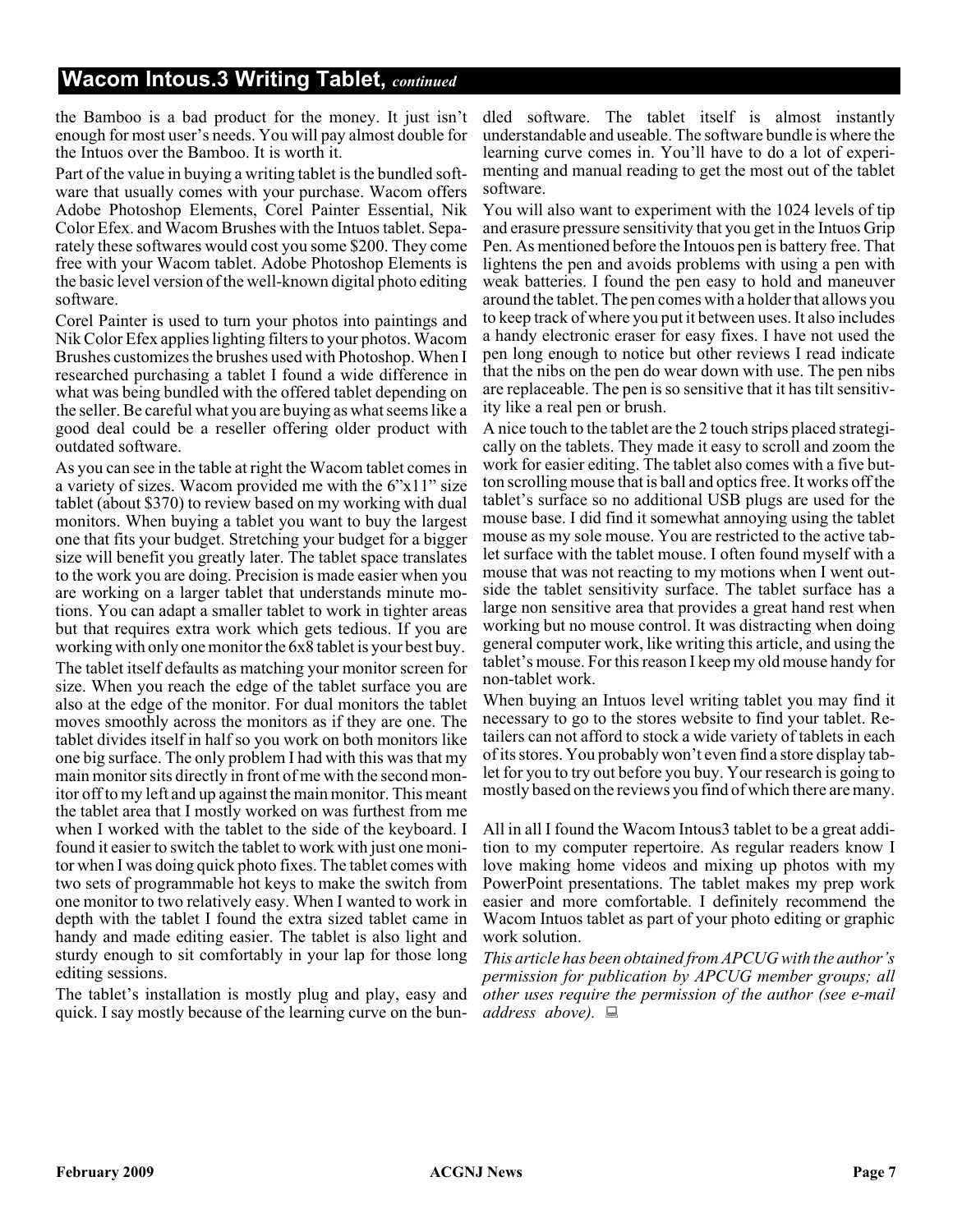## Wacom Intous.3 Writing Tablet, *continued*

the Bamboo is a bad product for the money. It just isn't enough for most user's needs. You will pay almost double for the Intuos over the Bamboo. It is worth it.

Part of the value in buying a writing tablet is the bundled software that usually comes with your purchase. Wacom offers Adobe Photoshop Elements, Corel Painter Essential, Nik Color Efex. and Wacom Brushes with the Intuos tablet. Separately these softwares would cost you some $200. They come free with your Wacom tablet. Adobe Photoshop Elements is the basic level version of the well-known digital photo editing software.

Corel Painter is used to turn your photos into paintings and Nik Color Efex applies lighting filters to your photos. Wacom Brushes customizes the brushes used with Photoshop. When I researched purchasing a tablet I found a wide difference in what was being bundled with the offered tablet depending on the seller. Be careful what you are buying as what seems like a good deal could be a reseller offering older product with outdated software.

As you can see in the table at right the Wacom tablet comes in a variety of sizes. Wacom provided me with the 6"x11" size tablet (about $370) to review based on my working with dual monitors. When buying a tablet you want to buy the largest one that fits your budget. Stretching your budget for a bigger size will benefit you greatly later. The tablet space translates to the work you are doing. Precision is made easier when you are working on a larger tablet that understands minute motions. You can adapt a smaller tablet to work in tighter areas but that requires extra work which gets tedious. If you are working with only one monitor the 6x8 tablet is your best buy.

The tablet itself defaults as matching your monitor screen for size. When you reach the edge of the tablet surface you are also at the edge of the monitor. For dual monitors the tablet moves smoothly across the monitors as if they are one. The tablet divides itself in half so you work on both monitors like one big surface. The only problem I had with this was that my main monitor sits directly in front of me with the second monitor off to my left and up against the main monitor. This meant the tablet area that I mostly worked on was furthest from me when I worked with the tablet to the side of the keyboard. I found it easier to switch the tablet to work with just one monitor when I was doing quick photo fixes. The tablet comes with two sets of programmable hot keys to make the switch from one monitor to two relatively easy. When I wanted to work in depth with the tablet I found the extra sized tablet came in handy and made editing easier. The tablet is also light and sturdy enough to sit comfortably in your lap for those long editing sessions.

The tablet's installation is mostly plug and play, easy and quick. I say mostly because of the learning curve on the bundled software. The tablet itself is almost instantly understandable and useable. The software bundle is where the learning curve comes in. You'll have to do a lot of experimenting and manual reading to get the most out of the tablet software.

You will also want to experiment with the 1024 levels of tip and erasure pressure sensitivity that you get in the Intuos Grip Pen. As mentioned before the Intouos pen is battery free. That lightens the pen and avoids problems with using a pen with weak batteries. I found the pen easy to hold and maneuver around the tablet. The pen comes with a holder that allows you to keep track of where you put it between uses. It also includes a handy electronic eraser for easy fixes. I have not used the pen long enough to notice but other reviews I read indicate that the nibs on the pen do wear down with use. The pen nibs are replaceable. The pen is so sensitive that it has tilt sensitivity like a real pen or brush.

A nice touch to the tablet are the 2 touch strips placed strategically on the tablets. They made it easy to scroll and zoom the work for easier editing. The tablet also comes with a five button scrolling mouse that is ball and optics free. It works off the tablet's surface so no additional USB plugs are used for the mouse base. I did find it somewhat annoying using the tablet mouse as my sole mouse. You are restricted to the active tablet surface with the tablet mouse. I often found myself with a mouse that was not reacting to my motions when I went outside the tablet sensitivity surface. The tablet surface has a large non sensitive area that provides a great hand rest when working but no mouse control. It was distracting when doing general computer work, like writing this article, and using the tablet's mouse. For this reason I keep my old mouse handy for non-tablet work.

When buying an Intuos level writing tablet you may find it necessary to go to the stores website to find your tablet. Retailers can not afford to stock a wide variety of tablets in each of its stores. You probably won't even find a store display tablet for you to try out before you buy. Your research is going to mostly based on the reviews you find of which there are many.

All in all I found the Wacom Intous3 tablet to be a great addition to my computer repertoire. As regular readers know I love making home videos and mixing up photos with my PowerPoint presentations. The tablet makes my prep work easier and more comfortable. I definitely recommend the Wacom Intuos tablet as part of your photo editing or graphic work solution.

*This article has been obtained from APCUG with the author's permission for publication by APCUG member groups; all other uses require the permission of the author (see e-mail address above).*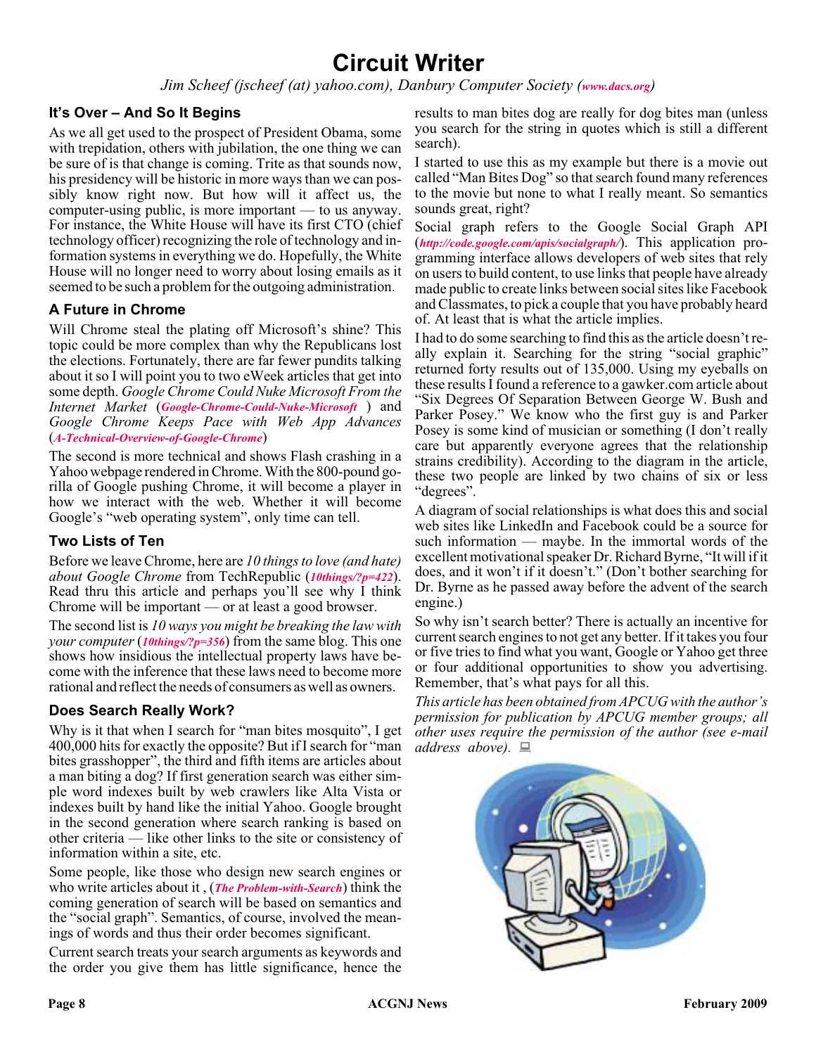# Circuit Writer

*Jim Scheef (jscheef (at) yahoo.com), Danbury Computer Society (www.dacs.org)*

## It's Over – And So It Begins

As we all get used to the prospect of President Obama, some with trepidation, others with jubilation, the one thing we can be sure of is that change is coming. Trite as that sounds now, his presidency will be historic in more ways than we can possibly know right now. But how will it affect us, the computer-using public, is more important — to us anyway. For instance, the White House will have its first CTO (chief technology officer) recognizing the role of technology and information systems in everything we do. Hopefully, the White House will no longer need to worry about losing emails as it seemed to be such a problem for the outgoing administration.

## A Future in Chrome

Will Chrome steal the plating off Microsoft's shine? This topic could be more complex than why the Republicans lost the elections. Fortunately, there are far fewer pundits talking about it so I will point you to two eWeek articles that get into some depth. *Google Chrome Could Nuke Microsoft From the Internet Market* (**Google-Chrome-Could-Nuke-Microsoft** ) and *Google Chrome Keeps Pace with Web App Advances* (**A-Technical-Overview-of-Google-Chrome**)

The second is more technical and shows Flash crashing in a Yahoo webpage rendered in Chrome. With the 800-pound gorilla of Google pushing Chrome, it will become a player in how we interact with the web. Whether it will become Google's "web operating system", only time can tell.

## Two Lists of Ten

Before we leave Chrome, here are *10 things to love (and hate) about Google Chrome* from TechRepublic (**10things/?p=422**). Read thru this article and perhaps you'll see why I think Chrome will be important — or at least a good browser.

The second list is *10 ways you might be breaking the law with your computer* (**10things/?p=356**) from the same blog. This one shows how insidious the intellectual property laws have become with the inference that these laws need to become more rational and reflect the needs of consumers as well as owners.

## Does Search Really Work?

Why is it that when I search for "man bites mosquito", I get 400,000 hits for exactly the opposite? But if I search for "man bites grasshopper", the third and fifth items are articles about a man biting a dog? If first generation search was either simple word indexes built by web crawlers like Alta Vista or indexes built by hand like the initial Yahoo. Google brought in the second generation where search ranking is based on other criteria — like other links to the site or consistency of information within a site, etc.

Some people, like those who design new search engines or who write articles about it , (**The Problem-with-Search**) think the coming generation of search will be based on semantics and the "social graph". Semantics, of course, involved the meanings of words and thus their order becomes significant.

Current search treats your search arguments as keywords and the order you give them has little significance, hence the results to man bites dog are really for dog bites man (unless you search for the string in quotes which is still a different search).

I started to use this as my example but there is a movie out called "Man Bites Dog" so that search found many references to the movie but none to what I really meant. So semantics sounds great, right?

Social graph refers to the Google Social Graph API (**http://code.google.com/apis/socialgraph/**). This application programming interface allows developers of web sites that rely on users to build content, to use links that people have already made public to create links between social sites like Facebook and Classmates, to pick a couple that you have probably heard of. At least that is what the article implies.

I had to do some searching to find this as the article doesn't really explain it. Searching for the string "social graphic" returned forty results out of 135,000. Using my eyeballs on these results I found a reference to a gawker.com article about "Six Degrees Of Separation Between George W. Bush and Parker Posey." We know who the first guy is and Parker Posey is some kind of musician or something (I don't really care but apparently everyone agrees that the relationship strains credibility). According to the diagram in the article, these two people are linked by two chains of six or less "degrees".

A diagram of social relationships is what does this and social web sites like LinkedIn and Facebook could be a source for such information — maybe. In the immortal words of the excellent motivational speaker Dr. Richard Byrne, "It will if it does, and it won't if it doesn't." (Don't bother searching for Dr. Byrne as he passed away before the advent of the search engine.)

So why isn't search better? There is actually an incentive for current search engines to not get any better. If it takes you four or five tries to find what you want, Google or Yahoo get three or four additional opportunities to show you advertising. Remember, that's what pays for all this.

*This article has been obtained from APCUG with the author's permission for publication by APCUG member groups; all other uses require the permission of the author (see e-mail address above).*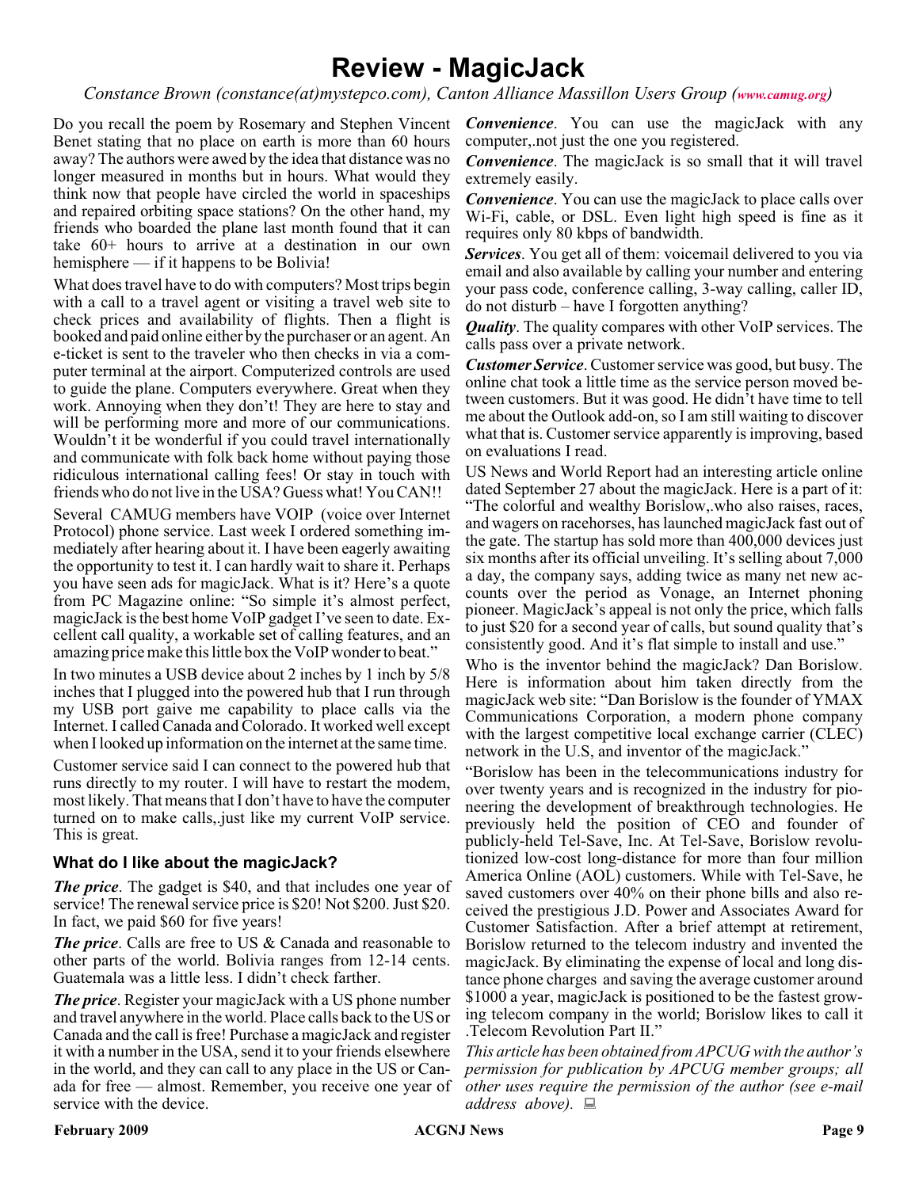# Review - MagicJack

*Constance Brown (constance(at)mystepco.com), Canton Alliance Massillon Users Group (www.camug.org)*

Do you recall the poem by Rosemary and Stephen Vincent Benet stating that no place on earth is more than 60 hours away? The authors were awed by the idea that distance was no longer measured in months but in hours. What would they think now that people have circled the world in spaceships and repaired orbiting space stations? On the other hand, my friends who boarded the plane last month found that it can take 60+ hours to arrive at a destination in our own hemisphere — if it happens to be Bolivia!

What does travel have to do with computers? Most trips begin with a call to a travel agent or visiting a travel web site to check prices and availability of flights. Then a flight is booked and paid online either by the purchaser or an agent. An e-ticket is sent to the traveler who then checks in via a computer terminal at the airport. Computerized controls are used to guide the plane. Computers everywhere. Great when they work. Annoying when they don't! They are here to stay and will be performing more and more of our communications. Wouldn't it be wonderful if you could travel internationally and communicate with folk back home without paying those ridiculous international calling fees! Or stay in touch with friends who do not live in the USA? Guess what! You CAN!!

Several CAMUG members have VOIP (voice over Internet Protocol) phone service. Last week I ordered something immediately after hearing about it. I have been eagerly awaiting the opportunity to test it. I can hardly wait to share it. Perhaps you have seen ads for magicJack. What is it? Here's a quote from PC Magazine online: "So simple it's almost perfect, magicJack is the best home VoIP gadget I've seen to date. Excellent call quality, a workable set of calling features, and an amazing price make this little box the VoIP wonder to beat."

In two minutes a USB device about 2 inches by 1 inch by 5/8 inches that I plugged into the powered hub that I run through my USB port gaive me capability to place calls via the Internet. I called Canada and Colorado. It worked well except when I looked up information on the internet at the same time.

Customer service said I can connect to the powered hub that runs directly to my router. I will have to restart the modem, most likely. That means that I don't have to have the computer turned on to make calls,.just like my current VoIP service. This is great.

### What do I like about the magicJack?

***The price***. The gadget is $40, and that includes one year of service! The renewal service price is $20! Not $200. Just $20. In fact, we paid $60 for five years!

***The price***. Calls are free to US & Canada and reasonable to other parts of the world. Bolivia ranges from 12-14 cents. Guatemala was a little less. I didn't check farther.

***The price***. Register your magicJack with a US phone number and travel anywhere in the world. Place calls back to the US or Canada and the call is free! Purchase a magicJack and register it with a number in the USA, send it to your friends elsewhere in the world, and they can call to any place in the US or Canada for free — almost. Remember, you receive one year of service with the device.

***Convenience***. You can use the magicJack with any computer,.not just the one you registered.

***Convenience***. The magicJack is so small that it will travel extremely easily.

***Convenience***. You can use the magicJack to place calls over Wi-Fi, cable, or DSL. Even light high speed is fine as it requires only 80 kbps of bandwidth.

***Services***. You get all of them: voicemail delivered to you via email and also available by calling your number and entering your pass code, conference calling, 3-way calling, caller ID, do not disturb – have I forgotten anything?

***Quality***. The quality compares with other VoIP services. The calls pass over a private network.

***Customer Service***. Customer service was good, but busy. The online chat took a little time as the service person moved between customers. But it was good. He didn't have time to tell me about the Outlook add-on, so I am still waiting to discover what that is. Customer service apparently is improving, based on evaluations I read.

US News and World Report had an interesting article online dated September 27 about the magicJack. Here is a part of it: "The colorful and wealthy Borislow,.who also raises, races, and wagers on racehorses, has launched magicJack fast out of the gate. The startup has sold more than 400,000 devices just six months after its official unveiling. It's selling about 7,000 a day, the company says, adding twice as many net new accounts over the period as Vonage, an Internet phoning pioneer. MagicJack's appeal is not only the price, which falls to just $20 for a second year of calls, but sound quality that's consistently good. And it's flat simple to install and use."

Who is the inventor behind the magicJack? Dan Borislow. Here is information about him taken directly from the magicJack web site: "Dan Borislow is the founder of YMAX Communications Corporation, a modern phone company with the largest competitive local exchange carrier (CLEC) network in the U.S, and inventor of the magicJack."

"Borislow has been in the telecommunications industry for over twenty years and is recognized in the industry for pioneering the development of breakthrough technologies. He previously held the position of CEO and founder of publicly-held Tel-Save, Inc. At Tel-Save, Borislow revolutionized low-cost long-distance for more than four million America Online (AOL) customers. While with Tel-Save, he saved customers over 40% on their phone bills and also received the prestigious J.D. Power and Associates Award for Customer Satisfaction. After a brief attempt at retirement, Borislow returned to the telecom industry and invented the magicJack. By eliminating the expense of local and long distance phone charges and saving the average customer around $1000 a year, magicJack is positioned to be the fastest growing telecom company in the world; Borislow likes to call it .Telecom Revolution Part II."

*This article has been obtained from APCUG with the author's permission for publication by APCUG member groups; all other uses require the permission of the author (see e-mail address above).*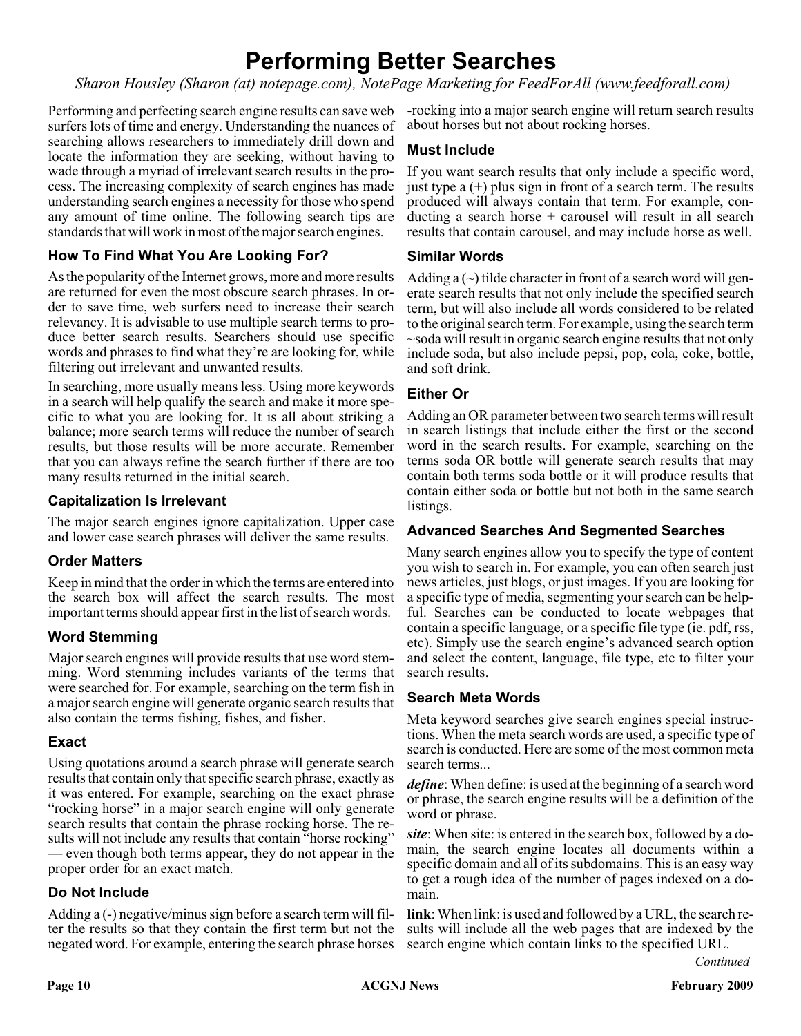# Performing Better Searches

*Sharon Housley (Sharon (at) notepage.com), NotePage Marketing for FeedForAll (www.feedforall.com)*

Performing and perfecting search engine results can save web surfers lots of time and energy. Understanding the nuances of searching allows researchers to immediately drill down and locate the information they are seeking, without having to wade through a myriad of irrelevant search results in the process. The increasing complexity of search engines has made understanding search engines a necessity for those who spend any amount of time online. The following search tips are standards that will work in most of the major search engines.

### How To Find What You Are Looking For?

As the popularity of the Internet grows, more and more results are returned for even the most obscure search phrases. In order to save time, web surfers need to increase their search relevancy. It is advisable to use multiple search terms to produce better search results. Searchers should use specific words and phrases to find what they're are looking for, while filtering out irrelevant and unwanted results.

In searching, more usually means less. Using more keywords in a search will help qualify the search and make it more specific to what you are looking for. It is all about striking a balance; more search terms will reduce the number of search results, but those results will be more accurate. Remember that you can always refine the search further if there are too many results returned in the initial search.

### Capitalization Is Irrelevant

The major search engines ignore capitalization. Upper case and lower case search phrases will deliver the same results.

### Order Matters

Keep in mind that the order in which the terms are entered into the search box will affect the search results. The most important terms should appear first in the list of search words.

### Word Stemming

Major search engines will provide results that use word stemming. Word stemming includes variants of the terms that were searched for. For example, searching on the term fish in a major search engine will generate organic search results that also contain the terms fishing, fishes, and fisher.

### Exact

Using quotations around a search phrase will generate search results that contain only that specific search phrase, exactly as it was entered. For example, searching on the exact phrase "rocking horse" in a major search engine will only generate search results that contain the phrase rocking horse. The results will not include any results that contain "horse rocking" — even though both terms appear, they do not appear in the proper order for an exact match.

### Do Not Include

Adding a (-) negative/minus sign before a search term will filter the results so that they contain the first term but not the negated word. For example, entering the search phrase horses -rocking into a major search engine will return search results about horses but not about rocking horses.

### Must Include

If you want search results that only include a specific word, just type a (+) plus sign in front of a search term. The results produced will always contain that term. For example, conducting a search horse + carousel will result in all search results that contain carousel, and may include horse as well.

### Similar Words

Adding a (~) tilde character in front of a search word will generate search results that not only include the specified search term, but will also include all words considered to be related to the original search term. For example, using the search term ~soda will result in organic search engine results that not only include soda, but also include pepsi, pop, cola, coke, bottle, and soft drink.

### Either Or

Adding an OR parameter between two search terms will result in search listings that include either the first or the second word in the search results. For example, searching on the terms soda OR bottle will generate search results that may contain both terms soda bottle or it will produce results that contain either soda or bottle but not both in the same search listings.

### Advanced Searches And Segmented Searches

Many search engines allow you to specify the type of content you wish to search in. For example, you can often search just news articles, just blogs, or just images. If you are looking for a specific type of media, segmenting your search can be helpful. Searches can be conducted to locate webpages that contain a specific language, or a specific file type (ie. pdf, rss, etc). Simply use the search engine's advanced search option and select the content, language, file type, etc to filter your search results.

### Search Meta Words

Meta keyword searches give search engines special instructions. When the meta search words are used, a specific type of search is conducted. Here are some of the most common meta search terms...

***define***: When define: is used at the beginning of a search word or phrase, the search engine results will be a definition of the word or phrase.

***site***: When site: is entered in the search box, followed by a domain, the search engine locates all documents within a specific domain and all of its subdomains. This is an easy way to get a rough idea of the number of pages indexed on a domain.

**link**: When link: is used and followed by a URL, the search results will include all the web pages that are indexed by the search engine which contain links to the specified URL.

*Continued*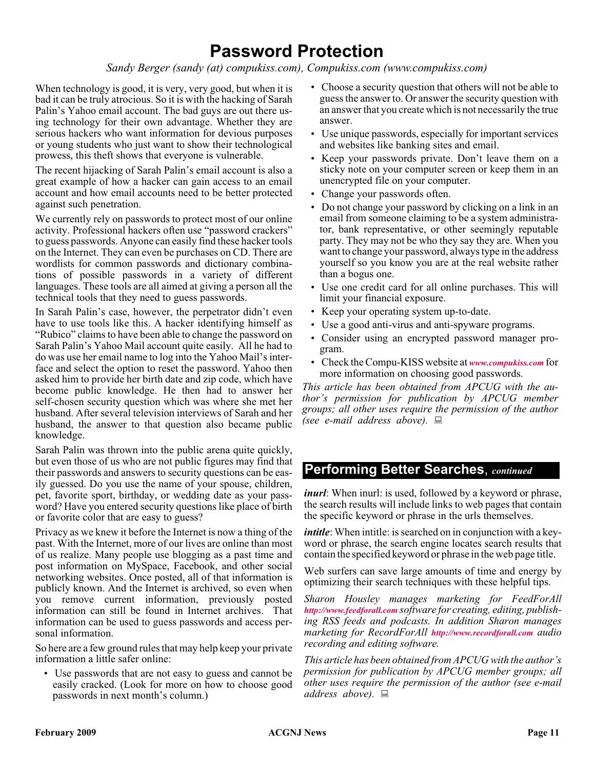# Password Protection

*Sandy Berger (sandy (at) compukiss.com), Compukiss.com (www.compukiss.com)*

When technology is good, it is very, very good, but when it is bad it can be truly atrocious. So it is with the hacking of Sarah Palin's Yahoo email account. The bad guys are out there using technology for their own advantage. Whether they are serious hackers who want information for devious purposes or young students who just want to show their technological prowess, this theft shows that everyone is vulnerable.

The recent hijacking of Sarah Palin's email account is also a great example of how a hacker can gain access to an email account and how email accounts need to be better protected against such penetration.

We currently rely on passwords to protect most of our online activity. Professional hackers often use "password crackers" to guess passwords. Anyone can easily find these hacker tools on the Internet. They can even be purchases on CD. There are wordlists for common passwords and dictionary combinations of possible passwords in a variety of different languages. These tools are all aimed at giving a person all the technical tools that they need to guess passwords.

In Sarah Palin's case, however, the perpetrator didn't even have to use tools like this. A hacker identifying himself as "Rubico" claims to have been able to change the password on Sarah Palin's Yahoo Mail account quite easily. All he had to do was use her email name to log into the Yahoo Mail's interface and select the option to reset the password. Yahoo then asked him to provide her birth date and zip code, which have become public knowledge. He then had to answer her self-chosen security question which was where she met her husband. After several television interviews of Sarah and her husband, the answer to that question also became public knowledge.

Sarah Palin was thrown into the public arena quite quickly, but even those of us who are not public figures may find that their passwords and answers to security questions can be easily guessed. Do you use the name of your spouse, children, pet, favorite sport, birthday, or wedding date as your password? Have you entered security questions like place of birth or favorite color that are easy to guess?

Privacy as we knew it before the Internet is now a thing of the past. With the Internet, more of our lives are online than most of us realize. Many people use blogging as a past time and post information on MySpace, Facebook, and other social networking websites. Once posted, all of that information is publicly known. And the Internet is archived, so even when you remove current information, previously posted information can still be found in Internet archives. That information can be used to guess passwords and access personal information.

So here are a few ground rules that may help keep your private information a little safer online:

- Use passwords that are not easy to guess and cannot be easily cracked. (Look for more on how to choose good passwords in next month's column.)
- Choose a security question that others will not be able to guess the answer to. Or answer the security question with an answer that you create which is not necessarily the true answer.
- Use unique passwords, especially for important services and websites like banking sites and email.
- Keep your passwords private. Don't leave them on a sticky note on your computer screen or keep them in an unencrypted file on your computer.
- Change your passwords often.
- Do not change your password by clicking on a link in an email from someone claiming to be a system administrator, bank representative, or other seemingly reputable party. They may not be who they say they are. When you want to change your password, always type in the address yourself so you know you are at the real website rather than a bogus one.
- Use one credit card for all online purchases. This will limit your financial exposure.
- Keep your operating system up-to-date.
- Use a good anti-virus and anti-spyware programs.
- Consider using an encrypted password manager program.
- Check the Compu-KISS website at *www.compukiss.com* for more information on choosing good passwords.

*This article has been obtained from APCUG with the author's permission for publication by APCUG member groups; all other uses require the permission of the author (see e-mail address above).*

## Performing Better Searches, *continued*

***inurl***: When inurl: is used, followed by a keyword or phrase, the search results will include links to web pages that contain the specific keyword or phrase in the urls themselves.

***intitle***: When intitle: is searched on in conjunction with a keyword or phrase, the search engine locates search results that contain the specified keyword or phrase in the web page title.

Web surfers can save large amounts of time and energy by optimizing their search techniques with these helpful tips.

*Sharon Housley manages marketing for FeedForAll* ***http://www.feedforall.com*** *software for creating, editing, publishing RSS feeds and podcasts. In addition Sharon manages marketing for RecordForAll* ***http://www.recordforall.com*** *audio recording and editing software.*

*This article has been obtained from APCUG with the author's permission for publication by APCUG member groups; all other uses require the permission of the author (see e-mail address above).*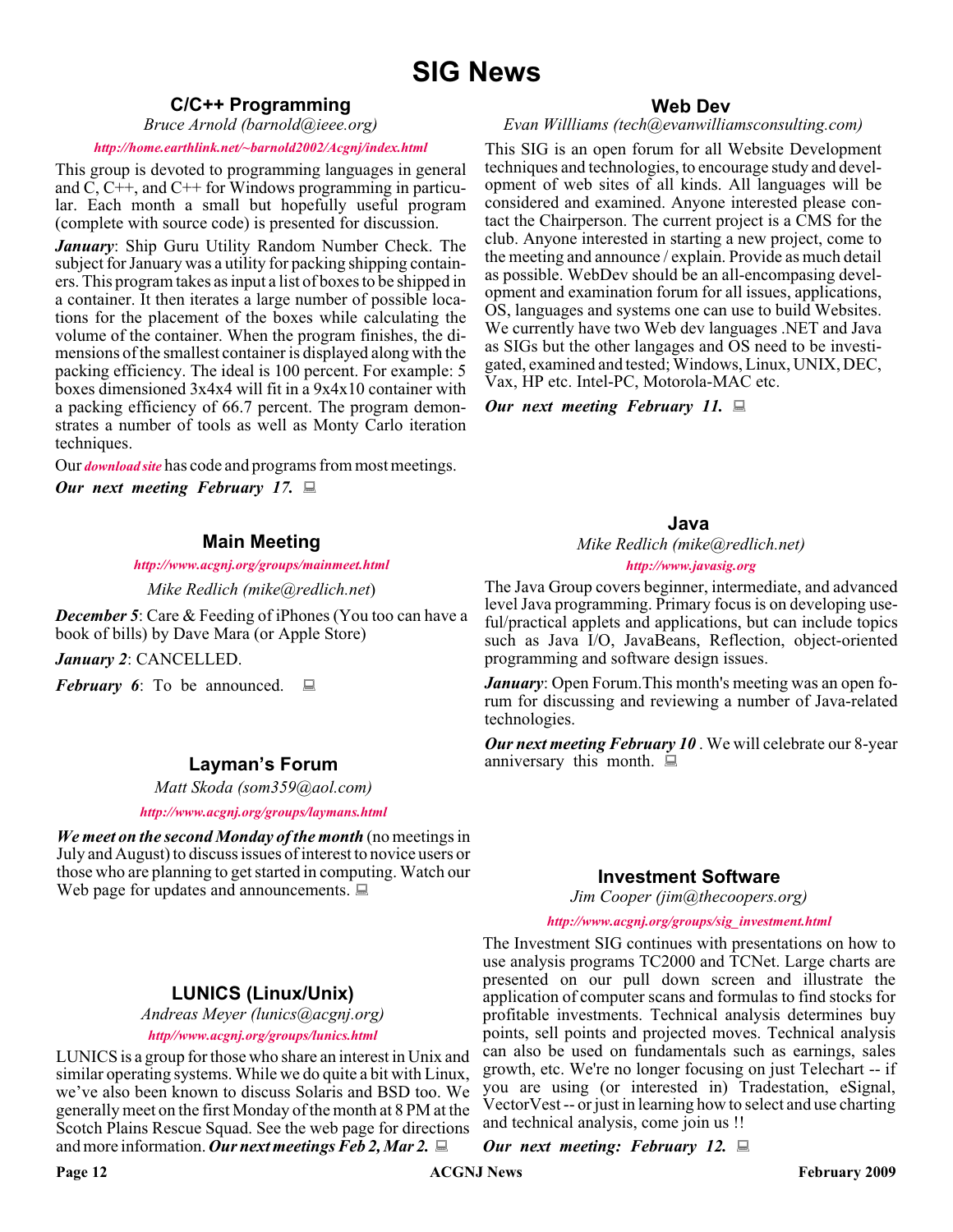# SIG News

## C/C++ Programming

*Bruce Arnold (barnold@ieee.org)*

*http://home.earthlink.net/~barnold2002/Acgnj/index.html*

This group is devoted to programming languages in general and C, C++, and C++ for Windows programming in particular. Each month a small but hopefully useful program (complete with source code) is presented for discussion.

***January***: Ship Guru Utility Random Number Check. The subject for January was a utility for packing shipping containers. This program takes as input a list of boxes to be shipped in a container. It then iterates a large number of possible locations for the placement of the boxes while calculating the volume of the container. When the program finishes, the dimensions of the smallest container is displayed along with the packing efficiency. The ideal is 100 percent. For example: 5 boxes dimensioned 3x4x4 will fit in a 9x4x10 container with a packing efficiency of 66.7 percent. The program demonstrates a number of tools as well as Monty Carlo iteration techniques.

Our *download site* has code and programs from most meetings.

***Our next meeting February 17.***

## Web Dev

*Evan Willliams (tech@evanwilliamsconsulting.com)*

This SIG is an open forum for all Website Development techniques and technologies, to encourage study and development of web sites of all kinds. All languages will be considered and examined. Anyone interested please contact the Chairperson. The current project is a CMS for the club. Anyone interested in starting a new project, come to the meeting and announce / explain. Provide as much detail as possible. WebDev should be an all-encompasing development and examination forum for all issues, applications, OS, languages and systems one can use to build Websites. We currently have two Web dev languages .NET and Java as SIGs but the other langages and OS need to be investigated, examined and tested; Windows, Linux, UNIX, DEC, Vax, HP etc. Intel-PC, Motorola-MAC etc.

***Our next meeting February 11.***

## Main Meeting

*http://www.acgnj.org/groups/mainmeet.html*

*Mike Redlich (mike@redlich.net)*

***December 5***: Care & Feeding of iPhones (You too can have a book of bills) by Dave Mara (or Apple Store)

***January 2***: CANCELLED.

***February 6***: To be announced.

## Java

*Mike Redlich (mike@redlich.net)*

*http://www.javasig.org*

The Java Group covers beginner, intermediate, and advanced level Java programming. Primary focus is on developing useful/practical applets and applications, but can include topics such as Java I/O, JavaBeans, Reflection, object-oriented programming and software design issues.

***January***: Open Forum.This month's meeting was an open forum for discussing and reviewing a number of Java-related technologies.

***Our next meeting February 10***. We will celebrate our 8-year anniversary this month.

## Layman's Forum

*Matt Skoda (som359@aol.com)*

*http://www.acgnj.org/groups/laymans.html*

***We meet on the second Monday of the month*** (no meetings in July and August) to discuss issues of interest to novice users or those who are planning to get started in computing. Watch our Web page for updates and announcements.

## Investment Software

*Jim Cooper (jim@thecoopers.org)*

*http://www.acgnj.org/groups/sig_investment.html*

The Investment SIG continues with presentations on how to use analysis programs TC2000 and TCNet. Large charts are presented on our pull down screen and illustrate the application of computer scans and formulas to find stocks for profitable investments. Technical analysis determines buy points, sell points and projected moves. Technical analysis can also be used on fundamentals such as earnings, sales growth, etc. We're no longer focusing on just Telechart -- if you are using (or interested in) Tradestation, eSignal, VectorVest -- or just in learning how to select and use charting and technical analysis, come join us !!

***Our next meeting: February 12.***

## LUNICS (Linux/Unix)

*Andreas Meyer (lunics@acgnj.org)*

*http//www.acgnj.org/groups/lunics.html*

LUNICS is a group for those who share an interest in Unix and similar operating systems. While we do quite a bit with Linux, we've also been known to discuss Solaris and BSD too. We generally meet on the first Monday of the month at 8 PM at the Scotch Plains Rescue Squad. See the web page for directions and more information. ***Our next meetings Feb 2, Mar 2.***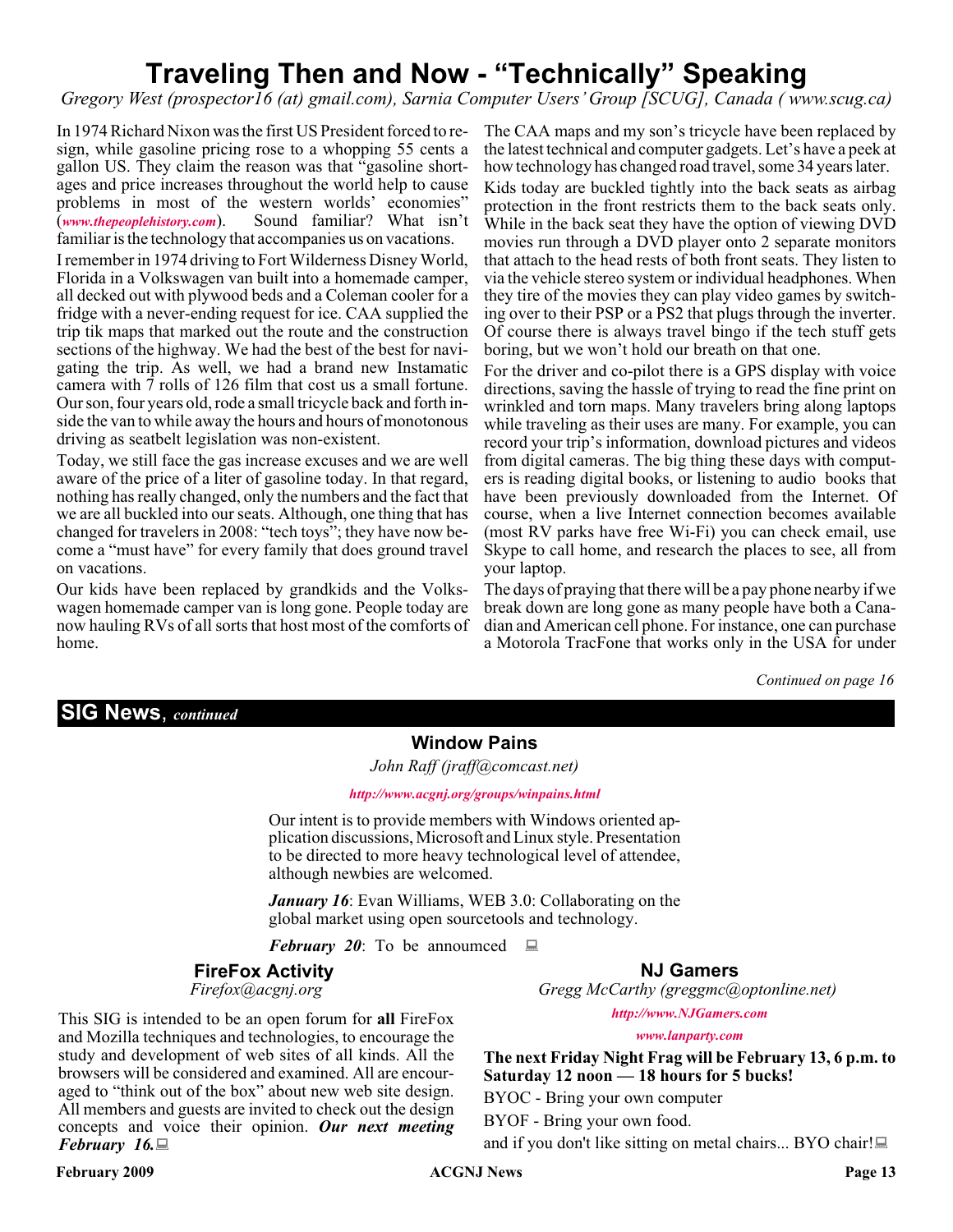# Traveling Then and Now - "Technically" Speaking

*Gregory West (prospector16 (at) gmail.com), Sarnia Computer Users' Group [SCUG], Canada ( www.scug.ca)*

In 1974 Richard Nixon was the first US President forced to resign, while gasoline pricing rose to a whopping 55 cents a gallon US. They claim the reason was that "gasoline shortages and price increases throughout the world help to cause problems in most of the western worlds' economies" (*www.thepeoplehistory.com*). Sound familiar? What isn't familiar is the technology that accompanies us on vacations.

I remember in 1974 driving to Fort Wilderness Disney World, Florida in a Volkswagen van built into a homemade camper, all decked out with plywood beds and a Coleman cooler for a fridge with a never-ending request for ice. CAA supplied the trip tik maps that marked out the route and the construction sections of the highway. We had the best of the best for navigating the trip. As well, we had a brand new Instamatic camera with 7 rolls of 126 film that cost us a small fortune. Our son, four years old, rode a small tricycle back and forth inside the van to while away the hours and hours of monotonous driving as seatbelt legislation was non-existent.

Today, we still face the gas increase excuses and we are well aware of the price of a liter of gasoline today. In that regard, nothing has really changed, only the numbers and the fact that we are all buckled into our seats. Although, one thing that has changed for travelers in 2008: "tech toys"; they have now become a "must have" for every family that does ground travel on vacations.

Our kids have been replaced by grandkids and the Volkswagen homemade camper van is long gone. People today are now hauling RVs of all sorts that host most of the comforts of home.

The CAA maps and my son's tricycle have been replaced by the latest technical and computer gadgets. Let's have a peek at how technology has changed road travel, some 34 years later.

Kids today are buckled tightly into the back seats as airbag protection in the front restricts them to the back seats only. While in the back seat they have the option of viewing DVD movies run through a DVD player onto 2 separate monitors that attach to the head rests of both front seats. They listen to via the vehicle stereo system or individual headphones. When they tire of the movies they can play video games by switching over to their PSP or a PS2 that plugs through the inverter. Of course there is always travel bingo if the tech stuff gets boring, but we won't hold our breath on that one.

For the driver and co-pilot there is a GPS display with voice directions, saving the hassle of trying to read the fine print on wrinkled and torn maps. Many travelers bring along laptops while traveling as their uses are many. For example, you can record your trip's information, download pictures and videos from digital cameras. The big thing these days with computers is reading digital books, or listening to audio books that have been previously downloaded from the Internet. Of course, when a live Internet connection becomes available (most RV parks have free Wi-Fi) you can check email, use Skype to call home, and research the places to see, all from your laptop.

The days of praying that there will be a pay phone nearby if we break down are long gone as many people have both a Canadian and American cell phone. For instance, one can purchase a Motorola TracFone that works only in the USA for under

*Continued on page 16*

## SIG News, *continued*

### Window Pains

*John Raff (jraff@comcast.net)*

*http://www.acgnj.org/groups/winpains.html*

Our intent is to provide members with Windows oriented application discussions, Microsoft and Linux style. Presentation to be directed to more heavy technological level of attendee, although newbies are welcomed.

***January 16***: Evan Williams, WEB 3.0: Collaborating on the global market using open sourcetools and technology.

***February 20***: To be annoumced

### FireFox Activity

*Firefox@acgnj.org*

This SIG is intended to be an open forum for **all** FireFox and Mozilla techniques and technologies, to encourage the study and development of web sites of all kinds. All the browsers will be considered and examined. All are encouraged to "think out of the box" about new web site design. All members and guests are invited to check out the design concepts and voice their opinion. ***Our next meeting February 16.***

### NJ Gamers

*Gregg McCarthy (greggmc@optonline.net)*

*http://www.NJGamers.com*

*www.lanparty.com*

**The next Friday Night Frag will be February 13, 6 p.m. to Saturday 12 noon — 18 hours for 5 bucks!**

BYOC - Bring your own computer

BYOF - Bring your own food.

and if you don't like sitting on metal chairs... BYO chair!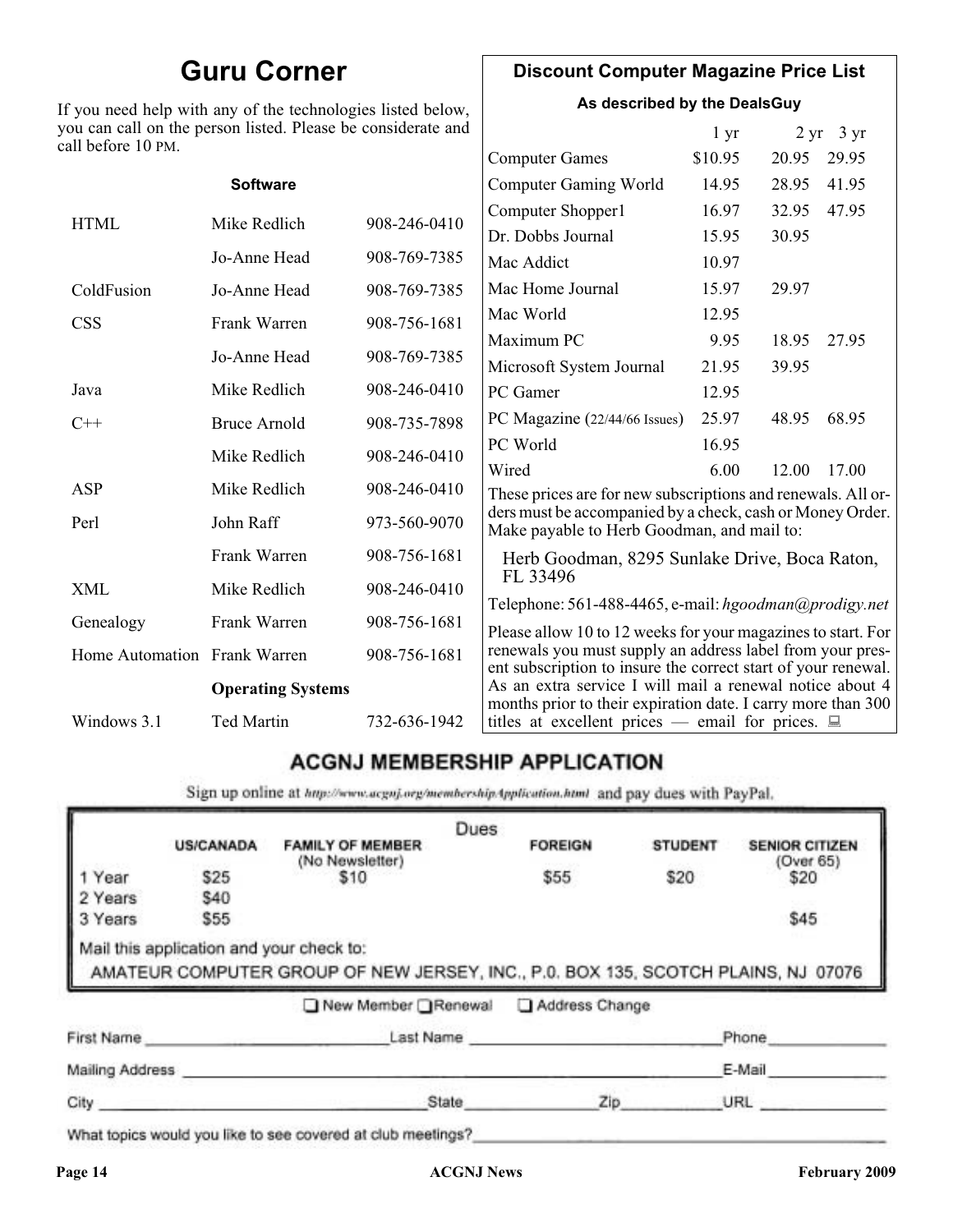# Guru Corner

If you need help with any of the technologies listed below, you can call on the person listed. Please be considerate and call before 10 PM.

**Software**

| | | |
|---|---|---|
| HTML | Mike Redlich | 908-246-0410 |
| | Jo-Anne Head | 908-769-7385 |
| ColdFusion | Jo-Anne Head | 908-769-7385 |
| CSS | Frank Warren | 908-756-1681 |
| | Jo-Anne Head | 908-769-7385 |
| Java | Mike Redlich | 908-246-0410 |
| C++ | Bruce Arnold | 908-735-7898 |
| | Mike Redlich | 908-246-0410 |
| ASP | Mike Redlich | 908-246-0410 |
| Perl | John Raff | 973-560-9070 |
| | Frank Warren | 908-756-1681 |
| XML | Mike Redlich | 908-246-0410 |
| Genealogy | Frank Warren | 908-756-1681 |
| Home Automation | Frank Warren | 908-756-1681 |
| | **Operating Systems** | |
| Windows 3.1 | Ted Martin | 732-636-1942 |

## Discount Computer Magazine Price List

**As described by the DealsGuy**

| | 1 yr | 2 yr | 3 yr |
|---|---|---|---|
| Computer Games | $10.95 | 20.95 | 29.95 |
| Computer Gaming World | 14.95 | 28.95 | 41.95 |
| Computer Shopper1 | 16.97 | 32.95 | 47.95 |
| Dr. Dobbs Journal | 15.95 | 30.95 | |
| Mac Addict | 10.97 | | |
| Mac Home Journal | 15.97 | 29.97 | |
| Mac World | 12.95 | | |
| Maximum PC | 9.95 | 18.95 | 27.95 |
| Microsoft System Journal | 21.95 | 39.95 | |
| PC Gamer | 12.95 | | |
| PC Magazine (22/44/66 Issues) | 25.97 | 48.95 | 68.95 |
| PC World | 16.95 | | |
| Wired | 6.00 | 12.00 | 17.00 |

These prices are for new subscriptions and renewals. All orders must be accompanied by a check, cash or Money Order. Make payable to Herb Goodman, and mail to:

Herb Goodman, 8295 Sunlake Drive, Boca Raton, FL 33496

Telephone: 561-488-4465, e-mail: *hgoodman@prodigy.net*

Please allow 10 to 12 weeks for your magazines to start. For renewals you must supply an address label from your present subscription to insure the correct start of your renewal. As an extra service I will mail a renewal notice about 4 months prior to their expiration date. I carry more than 300 titles at excellent prices — email for prices.

## ACGNJ MEMBERSHIP APPLICATION

Sign up online at http://www.acgnj.org/membershipApplication.html and pay dues with PayPal.

Dues

| | US/CANADA | FAMILY OF MEMBER (No Newsletter) | FOREIGN | STUDENT | SENIOR CITIZEN (Over 65) |
|---|---|---|---|---|---|
| 1 Year | $25 | $10 | $55 | $20 | $20 |
| 2 Years | $40 | | | | |
| 3 Years | $55 | | | | $45 |

Mail this application and your check to:

AMATEUR COMPUTER GROUP OF NEW JERSEY, INC., P.0. BOX 135, SCOTCH PLAINS, NJ 07076

☐ New Member ☐ Renewal ☐ Address Change

First Name ______________ Last Name ______________ Phone ______________

Mailing Address ______________ E-Mail ______________

City ______________ State ______ Zip ______ URL ______________

What topics would you like to see covered at club meetings? ______________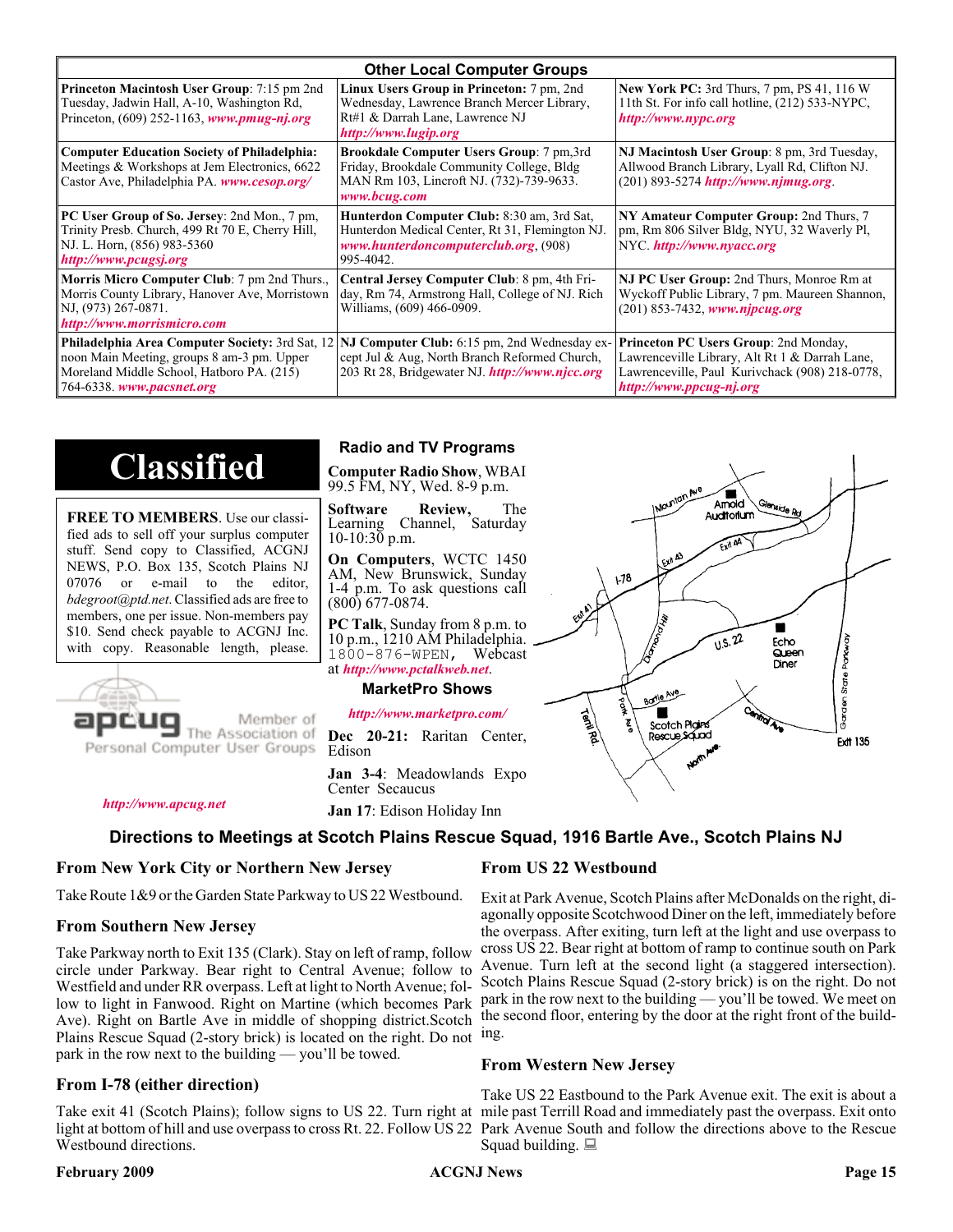## Other Local Computer Groups

| | | |
|---|---|---|
| **Princeton Macintosh User Group**: 7:15 pm 2nd Tuesday, Jadwin Hall, A-10, Washington Rd, Princeton, (609) 252-1163, ***www.pmug-nj.org*** | **Linux Users Group in Princeton:** 7 pm, 2nd Wednesday, Lawrence Branch Mercer Library, Rt#1 & Darrah Lane, Lawrence NJ ***http://www.lugip.org*** | **New York PC:** 3rd Thurs, 7 pm, PS 41, 116 W 11th St. For info call hotline, (212) 533-NYPC, ***http://www.nypc.org*** |
| **Computer Education Society of Philadelphia:** Meetings & Workshops at Jem Electronics, 6622 Castor Ave, Philadelphia PA. ***www.cesop.org/*** | **Brookdale Computer Users Group**: 7 pm,3rd Friday, Brookdale Community College, Bldg MAN Rm 103, Lincroft NJ. (732)-739-9633. ***www.bcug.com*** | **NJ Macintosh User Group**: 8 pm, 3rd Tuesday, Allwood Branch Library, Lyall Rd, Clifton NJ. (201) 893-5274 ***http://www.njmug.org***. |
| **PC User Group of So. Jersey**: 2nd Mon., 7 pm, Trinity Presb. Church, 499 Rt 70 E, Cherry Hill, NJ. L. Horn, (856) 983-5360 ***http://www.pcugsj.org*** | **Hunterdon Computer Club:** 8:30 am, 3rd Sat, Hunterdon Medical Center, Rt 31, Flemington NJ. ***www.hunterdoncomputerclub.org***, (908) 995-4042. | **NY Amateur Computer Group:** 2nd Thurs, 7 pm, Rm 806 Silver Bldg, NYU, 32 Waverly Pl, NYC. ***http://www.nyacc.org*** |
| **Morris Micro Computer Club**: 7 pm 2nd Thurs., Morris County Library, Hanover Ave, Morristown NJ, (973) 267-0871. ***http://www.morrismicro.com*** | **Central Jersey Computer Club**: 8 pm, 4th Friday, Rm 74, Armstrong Hall, College of NJ. Rich Williams, (609) 466-0909. | **NJ PC User Group:** 2nd Thurs, Monroe Rm at Wyckoff Public Library, 7 pm. Maureen Shannon, (201) 853-7432, ***www.njpcug.org*** |
| **Philadelphia Area Computer Society:** 3rd Sat, 12 noon Main Meeting, groups 8 am-3 pm. Upper Moreland Middle School, Hatboro PA. (215) 764-6338. ***www.pacsnet.org*** | **NJ Computer Club:** 6:15 pm, 2nd Wednesday except Jul & Aug, North Branch Reformed Church, 203 Rt 28, Bridgewater NJ. ***http://www.njcc.org*** | **Princeton PC Users Group**: 2nd Monday, Lawrenceville Library, Alt Rt 1 & Darrah Lane, Lawrenceville, Paul Kurivchack (908) 218-0778, ***http://www.ppcug-nj.org*** |

# Classified

**FREE TO MEMBERS**. Use our classified ads to sell off your surplus computer stuff. Send copy to Classified, ACGNJ NEWS, P.O. Box 135, Scotch Plains NJ 07076 or e-mail to the editor, *bdegroot@ptd.net*. Classified ads are free to members, one per issue. Non-members pay $10. Send check payable to ACGNJ Inc. with copy. Reasonable length, please.

apcug Member of The Association of Personal Computer User Groups

***http://www.apcug.net***

## Radio and TV Programs

**Computer Radio Show**, WBAI 99.5 FM, NY, Wed. 8-9 p.m.

**Software Review,** The Learning Channel, Saturday 10-10:30 p.m.

**On Computers**, WCTC 1450 AM, New Brunswick, Sunday 1-4 p.m. To ask questions call (800) 677-0874.

**PC Talk**, Sunday from 8 p.m. to 10 p.m., 1210 AM Philadelphia. 1800-876-WPEN, Webcast at ***http://www.pctalkweb.net***.

## MarketPro Shows

***http://www.marketpro.com/***

**Dec 20-21:** Raritan Center, Edison

**Jan 3-4**: Meadowlands Expo Center Secaucus

**Jan 17**: Edison Holiday Inn

Mountain Ave
Arnold Auditorium
Glenside Rd
Exit 44
Exit 43
I-78
Exit 41
Diamond Hill
U.S. 22
Echo Queen Diner
Garden State Parkway
Bartle Ave
Park Ave
Terrill Rd.
Scotch Plains Rescue Squad
Central Ave
North Ave.
Exit 135

## Directions to Meetings at Scotch Plains Rescue Squad, 1916 Bartle Ave., Scotch Plains NJ

### From New York City or Northern New Jersey

Take Route 1&9 or the Garden State Parkway to US 22 Westbound.

### From Southern New Jersey

Take Parkway north to Exit 135 (Clark). Stay on left of ramp, follow circle under Parkway. Bear right to Central Avenue; follow to Westfield and under RR overpass. Left at light to North Avenue; follow to light in Fanwood. Right on Martine (which becomes Park Ave). Right on Bartle Ave in middle of shopping district.Scotch Plains Rescue Squad (2-story brick) is located on the right. Do not park in the row next to the building — you'll be towed.

### From I-78 (either direction)

Take exit 41 (Scotch Plains); follow signs to US 22. Turn right at light at bottom of hill and use overpass to cross Rt. 22. Follow US 22 Westbound directions.

### From US 22 Westbound

Exit at Park Avenue, Scotch Plains after McDonalds on the right, diagonally opposite Scotchwood Diner on the left, immediately before the overpass. After exiting, turn left at the light and use overpass to cross US 22. Bear right at bottom of ramp to continue south on Park Avenue. Turn left at the second light (a staggered intersection). Scotch Plains Rescue Squad (2-story brick) is on the right. Do not park in the row next to the building — you'll be towed. We meet on the second floor, entering by the door at the right front of the building.

### From Western New Jersey

Take US 22 Eastbound to the Park Avenue exit. The exit is about a mile past Terrill Road and immediately past the overpass. Exit onto Park Avenue South and follow the directions above to the Rescue Squad building.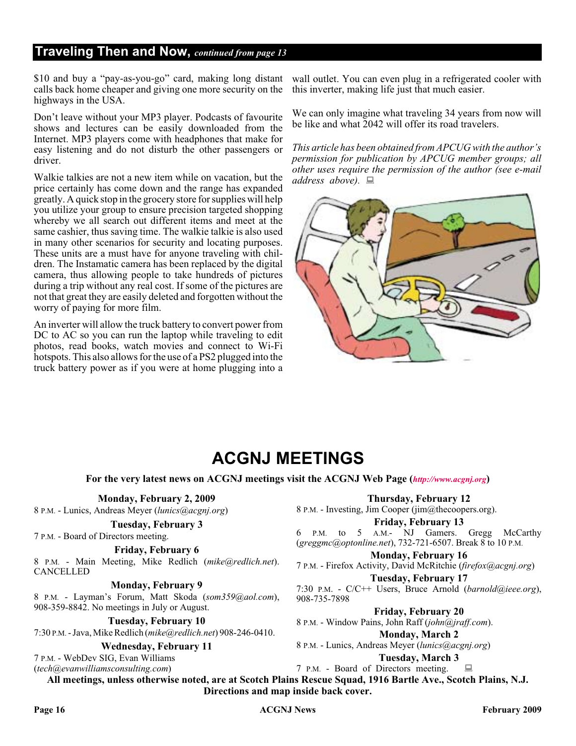## Traveling Then and Now, *continued from page 13*

$10 and buy a “pay-as-you-go” card, making long distant calls back home cheaper and giving one more security on the highways in the USA.

Don’t leave without your MP3 player. Podcasts of favourite shows and lectures can be easily downloaded from the Internet. MP3 players come with headphones that make for easy listening and do not disturb the other passengers or driver.

Walkie talkies are not a new item while on vacation, but the price certainly has come down and the range has expanded greatly. A quick stop in the grocery store for supplies will help you utilize your group to ensure precision targeted shopping whereby we all search out different items and meet at the same cashier, thus saving time. The walkie talkie is also used in many other scenarios for security and locating purposes. These units are a must have for anyone traveling with children. The Instamatic camera has been replaced by the digital camera, thus allowing people to take hundreds of pictures during a trip without any real cost. If some of the pictures are not that great they are easily deleted and forgotten without the worry of paying for more film.

An inverter will allow the truck battery to convert power from DC to AC so you can run the laptop while traveling to edit photos, read books, watch movies and connect to Wi-Fi hotspots. This also allows for the use of a PS2 plugged into the truck battery power as if you were at home plugging into a wall outlet. You can even plug in a refrigerated cooler with this inverter, making life just that much easier.

We can only imagine what traveling 34 years from now will be like and what 2042 will offer its road travelers.

*This article has been obtained from APCUG with the author’s permission for publication by APCUG member groups; all other uses require the permission of the author (see e-mail address above).*

# ACGNJ MEETINGS

**For the very latest news on ACGNJ meetings visit the ACGNJ Web Page (*http://www.acgnj.org*)**

**Monday, February 2, 2009**
8 P.M. - Lunics, Andreas Meyer (*lunics@acgnj.org*)

**Tuesday, February 3**
7 P.M. - Board of Directors meeting.

**Friday, February 6**
8 P.M. - Main Meeting, Mike Redlich (*mike@redlich.net*). CANCELLED

**Monday, February 9**
8 P.M. - Layman’s Forum, Matt Skoda (*som359@aol.com*), 908-359-8842. No meetings in July or August.

**Tuesday, February 10**
7:30 P.M. - Java, Mike Redlich (*mike@redlich.net*) 908-246-0410.

**Wednesday, February 11**
7 P.M. - WebDev SIG, Evan Williams (*tech@evanwilliamsconsulting.com*)

**Thursday, February 12**
8 P.M. - Investing, Jim Cooper (jim@thecoopers.org).

**Friday, February 13**
6 P.M. to 5 A.M.- NJ Gamers. Gregg McCarthy (*greggmc@optonline.net*), 732-721-6507. Break 8 to 10 P.M.

**Monday, February 16**
7 P.M. - Firefox Activity, David McRitchie (*firefox@acgnj.org*)

**Tuesday, February 17**
7:30 P.M. - C/C++ Users, Bruce Arnold (*barnold@ieee.org*), 908-735-7898

**Friday, February 20**
8 P.M. - Window Pains, John Raff (*john@jraff.com*).

**Monday, March 2**
8 P.M. - Lunics, Andreas Meyer (*lunics@acgnj.org*)

**Tuesday, March 3**
7 P.M. - Board of Directors meeting.

**All meetings, unless otherwise noted, are at Scotch Plains Rescue Squad, 1916 Bartle Ave., Scotch Plains, N.J. Directions and map inside back cover.**